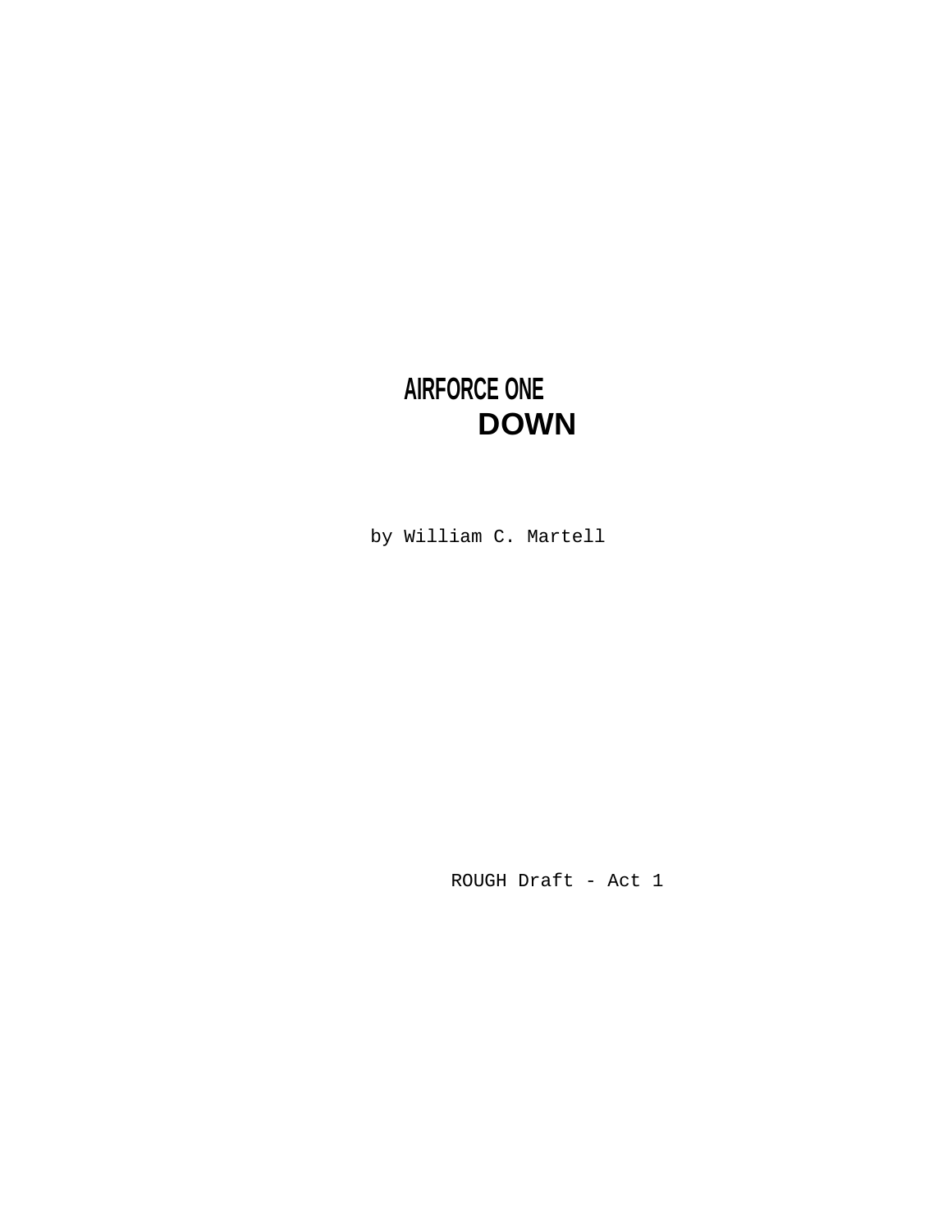# AIRFORCE ONE
# DOWN

by William C. Martell

ROUGH Draft - Act 1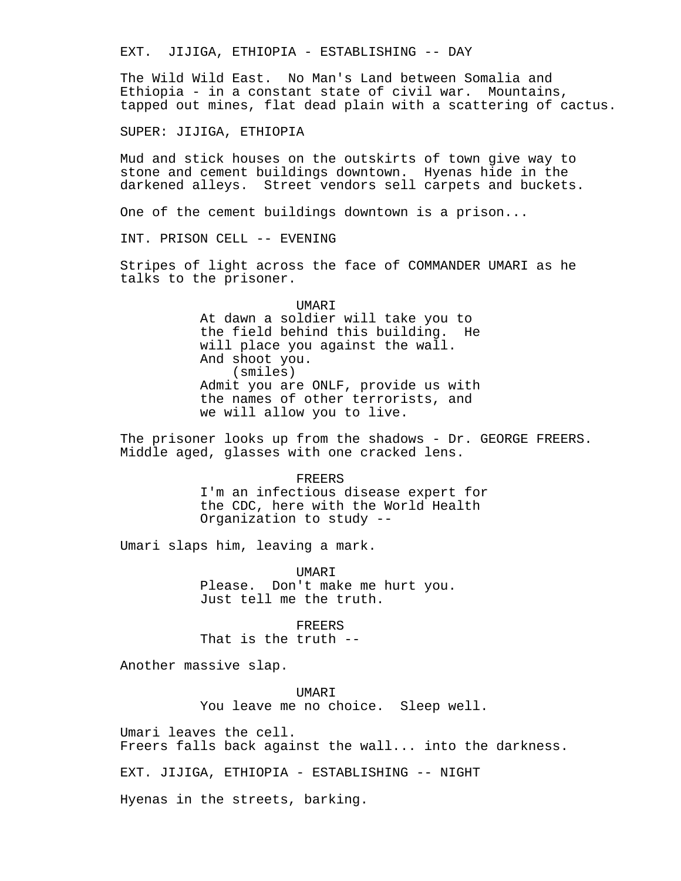EXT. JIJIGA, ETHIOPIA - ESTABLISHING -- DAY

The Wild Wild East. No Man's Land between Somalia and Ethiopia - in a constant state of civil war. Mountains, tapped out mines, flat dead plain with a scattering of cactus.

SUPER: JIJIGA, ETHIOPIA

Mud and stick houses on the outskirts of town give way to stone and cement buildings downtown. Hyenas hide in the darkened alleys. Street vendors sell carpets and buckets.

One of the cement buildings downtown is a prison...

INT. PRISON CELL -- EVENING

Stripes of light across the face of COMMANDER UMARI as he talks to the prisoner.

UMARI
At dawn a soldier will take you to the field behind this building. He will place you against the wall. And shoot you.
(smiles)
Admit you are ONLF, provide us with the names of other terrorists, and we will allow you to live.

The prisoner looks up from the shadows - Dr. GEORGE FREERS. Middle aged, glasses with one cracked lens.

FREERS
I'm an infectious disease expert for the CDC, here with the World Health Organization to study --

Umari slaps him, leaving a mark.

UMARI
Please. Don't make me hurt you. Just tell me the truth.

FREERS
That is the truth --

Another massive slap.

UMARI
You leave me no choice. Sleep well.

Umari leaves the cell.
Freers falls back against the wall... into the darkness.

EXT. JIJIGA, ETHIOPIA - ESTABLISHING -- NIGHT

Hyenas in the streets, barking.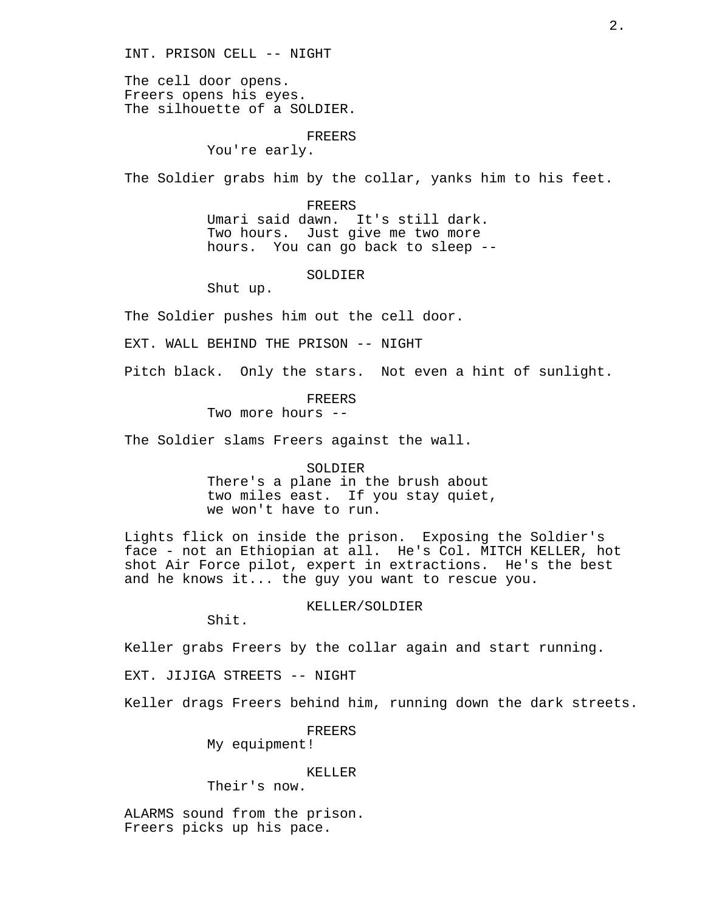INT. PRISON CELL -- NIGHT

The cell door opens.
Freers opens his eyes.
The silhouette of a SOLDIER.

FREERS
You're early.

The Soldier grabs him by the collar, yanks him to his feet.

FREERS
Umari said dawn. It's still dark. Two hours. Just give me two more hours. You can go back to sleep --

SOLDIER
Shut up.

The Soldier pushes him out the cell door.

EXT. WALL BEHIND THE PRISON -- NIGHT

Pitch black. Only the stars. Not even a hint of sunlight.

FREERS
Two more hours --

The Soldier slams Freers against the wall.

SOLDIER
There's a plane in the brush about two miles east. If you stay quiet, we won't have to run.

Lights flick on inside the prison. Exposing the Soldier's face - not an Ethiopian at all. He's Col. MITCH KELLER, hot shot Air Force pilot, expert in extractions. He's the best and he knows it... the guy you want to rescue you.

KELLER/SOLDIER
Shit.

Keller grabs Freers by the collar again and start running.

EXT. JIJIGA STREETS -- NIGHT

Keller drags Freers behind him, running down the dark streets.

FREERS
My equipment!

KELLER
Their's now.

ALARMS sound from the prison.
Freers picks up his pace.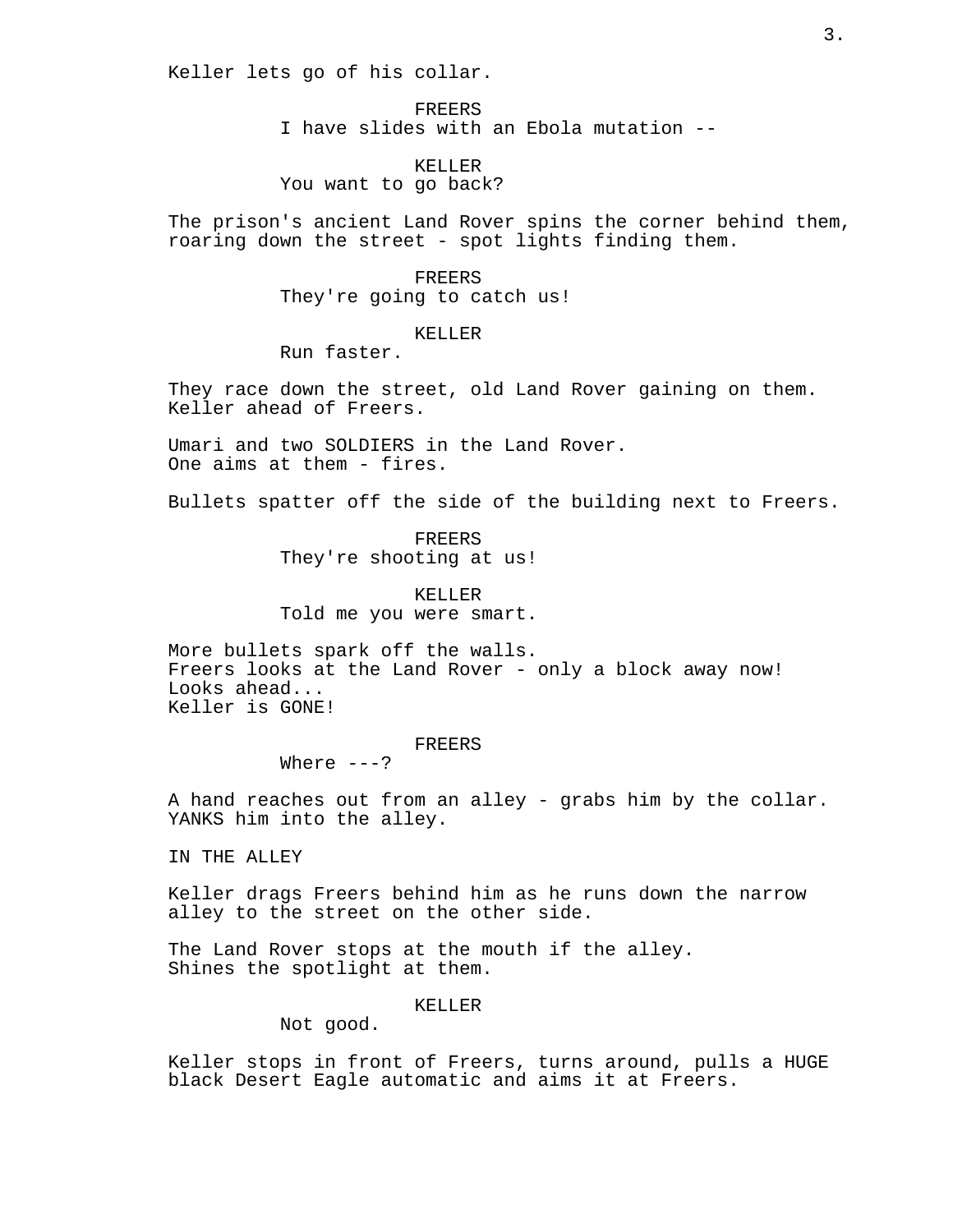Keller lets go of his collar.

FREERS
I have slides with an Ebola mutation --

KELLER
You want to go back?

The prison's ancient Land Rover spins the corner behind them, roaring down the street - spot lights finding them.

FREERS
They're going to catch us!

KELLER
Run faster.

They race down the street, old Land Rover gaining on them. Keller ahead of Freers.

Umari and two SOLDIERS in the Land Rover.
One aims at them - fires.

Bullets spatter off the side of the building next to Freers.

FREERS
They're shooting at us!

KELLER
Told me you were smart.

More bullets spark off the walls.
Freers looks at the Land Rover - only a block away now!
Looks ahead...
Keller is GONE!

FREERS
Where ---?

A hand reaches out from an alley - grabs him by the collar. YANKS him into the alley.

IN THE ALLEY

Keller drags Freers behind him as he runs down the narrow alley to the street on the other side.

The Land Rover stops at the mouth if the alley.
Shines the spotlight at them.

KELLER
Not good.

Keller stops in front of Freers, turns around, pulls a HUGE black Desert Eagle automatic and aims it at Freers.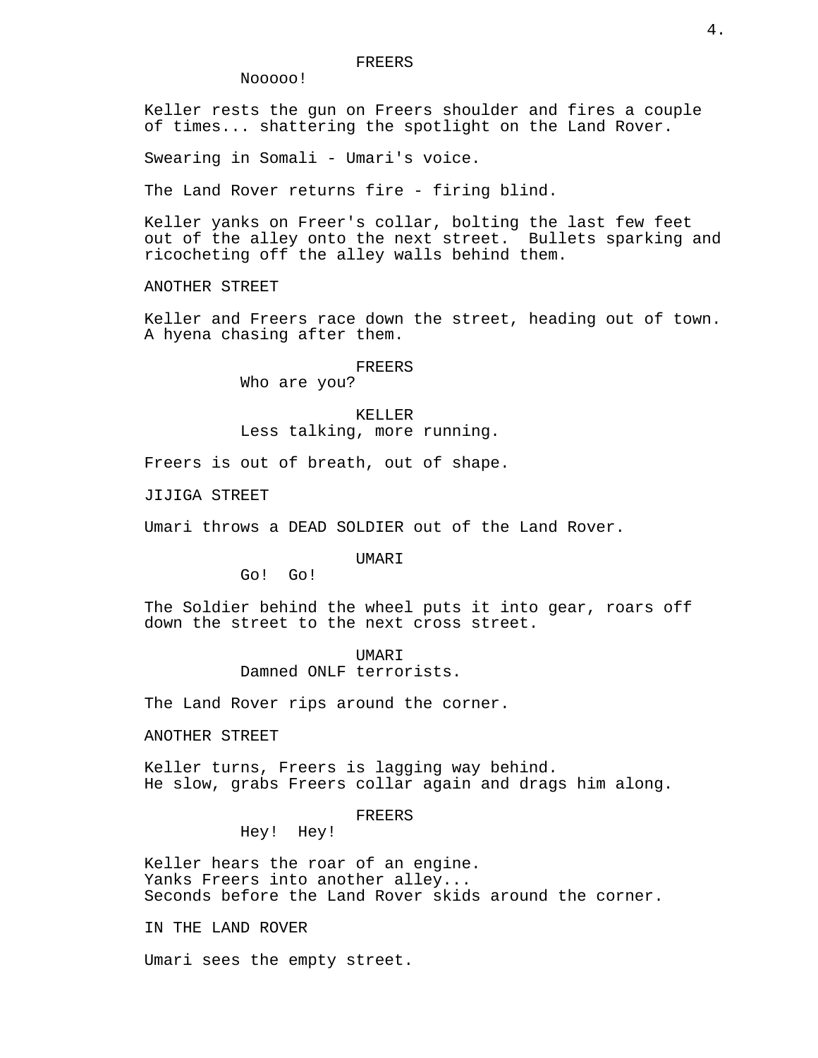FREERS

Nooooo!

Keller rests the gun on Freers shoulder and fires a couple of times... shattering the spotlight on the Land Rover.

Swearing in Somali - Umari's voice.

The Land Rover returns fire - firing blind.

Keller yanks on Freer's collar, bolting the last few feet out of the alley onto the next street.  Bullets sparking and ricocheting off the alley walls behind them.

ANOTHER STREET

Keller and Freers race down the street, heading out of town. A hyena chasing after them.

FREERS

Who are you?

KELLER

Less talking, more running.

Freers is out of breath, out of shape.

JIJIGA STREET

Umari throws a DEAD SOLDIER out of the Land Rover.

UMARI

Go!  Go!

The Soldier behind the wheel puts it into gear, roars off down the street to the next cross street.

UMARI

Damned ONLF terrorists.

The Land Rover rips around the corner.

ANOTHER STREET

Keller turns, Freers is lagging way behind.
He slow, grabs Freers collar again and drags him along.

FREERS

Hey!  Hey!

Keller hears the roar of an engine.
Yanks Freers into another alley...
Seconds before the Land Rover skids around the corner.

IN THE LAND ROVER

Umari sees the empty street.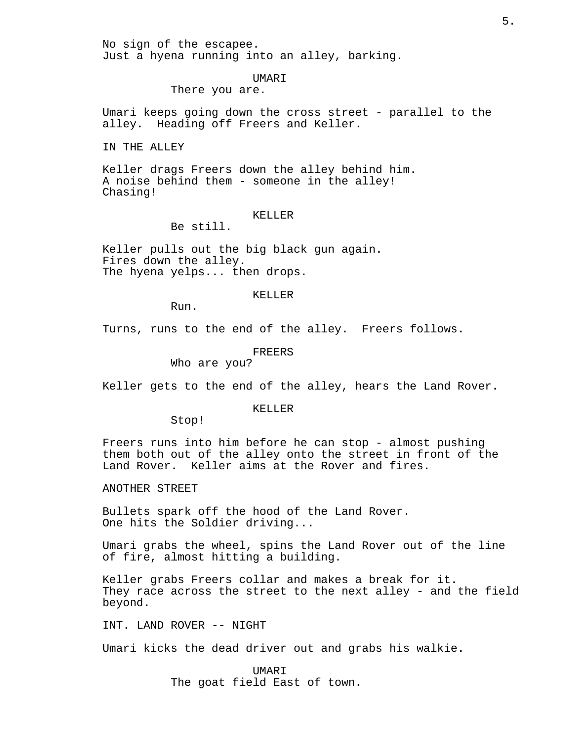No sign of the escapee.
Just a hyena running into an alley, barking.

UMARI
There you are.

Umari keeps going down the cross street - parallel to the alley. Heading off Freers and Keller.

IN THE ALLEY

Keller drags Freers down the alley behind him.
A noise behind them - someone in the alley!
Chasing!

KELLER
Be still.

Keller pulls out the big black gun again.
Fires down the alley.
The hyena yelps... then drops.

KELLER
Run.

Turns, runs to the end of the alley. Freers follows.

FREERS
Who are you?

Keller gets to the end of the alley, hears the Land Rover.

KELLER
Stop!

Freers runs into him before he can stop - almost pushing them both out of the alley onto the street in front of the Land Rover. Keller aims at the Rover and fires.

ANOTHER STREET

Bullets spark off the hood of the Land Rover.
One hits the Soldier driving...

Umari grabs the wheel, spins the Land Rover out of the line of fire, almost hitting a building.

Keller grabs Freers collar and makes a break for it.
They race across the street to the next alley - and the field beyond.

INT. LAND ROVER -- NIGHT

Umari kicks the dead driver out and grabs his walkie.

UMARI
The goat field East of town.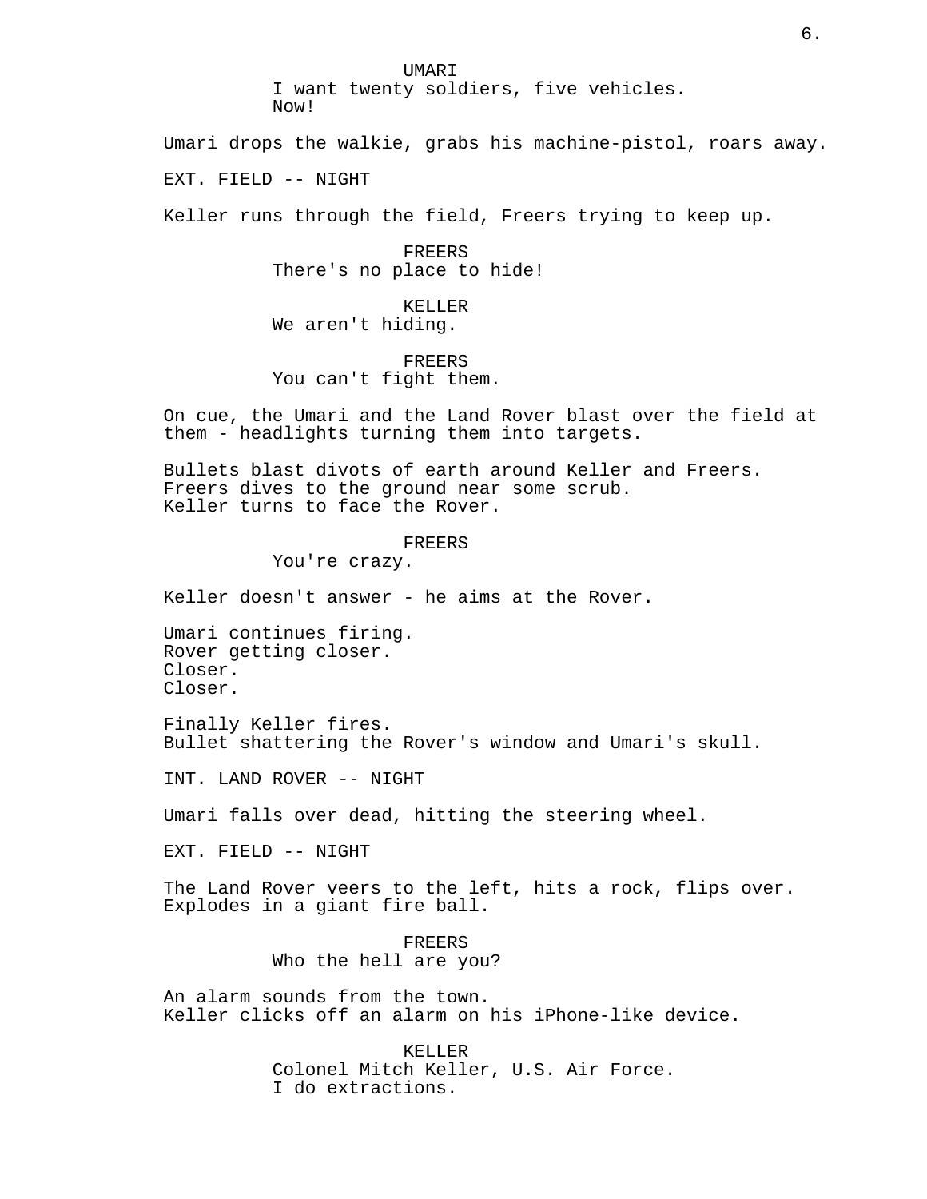UMARI
I want twenty soldiers, five vehicles.
Now!

Umari drops the walkie, grabs his machine-pistol, roars away.

EXT. FIELD -- NIGHT

Keller runs through the field, Freers trying to keep up.

FREERS
There's no place to hide!

KELLER
We aren't hiding.

FREERS
You can't fight them.

On cue, the Umari and the Land Rover blast over the field at them - headlights turning them into targets.

Bullets blast divots of earth around Keller and Freers.
Freers dives to the ground near some scrub.
Keller turns to face the Rover.

FREERS
You're crazy.

Keller doesn't answer - he aims at the Rover.

Umari continues firing.
Rover getting closer.
Closer.
Closer.

Finally Keller fires.
Bullet shattering the Rover's window and Umari's skull.

INT. LAND ROVER -- NIGHT

Umari falls over dead, hitting the steering wheel.

EXT. FIELD -- NIGHT

The Land Rover veers to the left, hits a rock, flips over.
Explodes in a giant fire ball.

FREERS
Who the hell are you?

An alarm sounds from the town.
Keller clicks off an alarm on his iPhone-like device.

KELLER
Colonel Mitch Keller, U.S. Air Force.
I do extractions.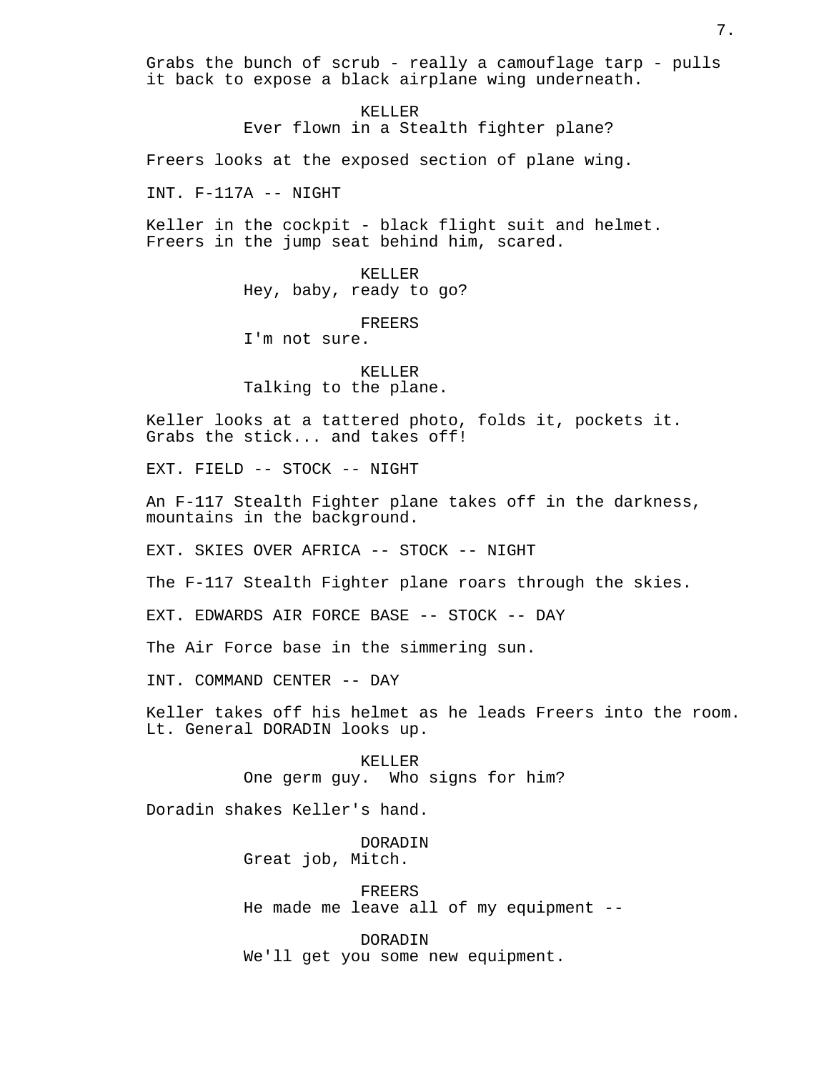Grabs the bunch of scrub - really a camouflage tarp - pulls it back to expose a black airplane wing underneath.

KELLER
Ever flown in a Stealth fighter plane?

Freers looks at the exposed section of plane wing.

INT. F-117A -- NIGHT

Keller in the cockpit - black flight suit and helmet. Freers in the jump seat behind him, scared.

KELLER
Hey, baby, ready to go?

FREERS
I'm not sure.

KELLER
Talking to the plane.

Keller looks at a tattered photo, folds it, pockets it. Grabs the stick... and takes off!

EXT. FIELD -- STOCK -- NIGHT

An F-117 Stealth Fighter plane takes off in the darkness, mountains in the background.

EXT. SKIES OVER AFRICA -- STOCK -- NIGHT

The F-117 Stealth Fighter plane roars through the skies.

EXT. EDWARDS AIR FORCE BASE -- STOCK -- DAY

The Air Force base in the simmering sun.

INT. COMMAND CENTER -- DAY

Keller takes off his helmet as he leads Freers into the room. Lt. General DORADIN looks up.

KELLER
One germ guy. Who signs for him?

Doradin shakes Keller's hand.

DORADIN
Great job, Mitch.

FREERS
He made me leave all of my equipment --

DORADIN
We'll get you some new equipment.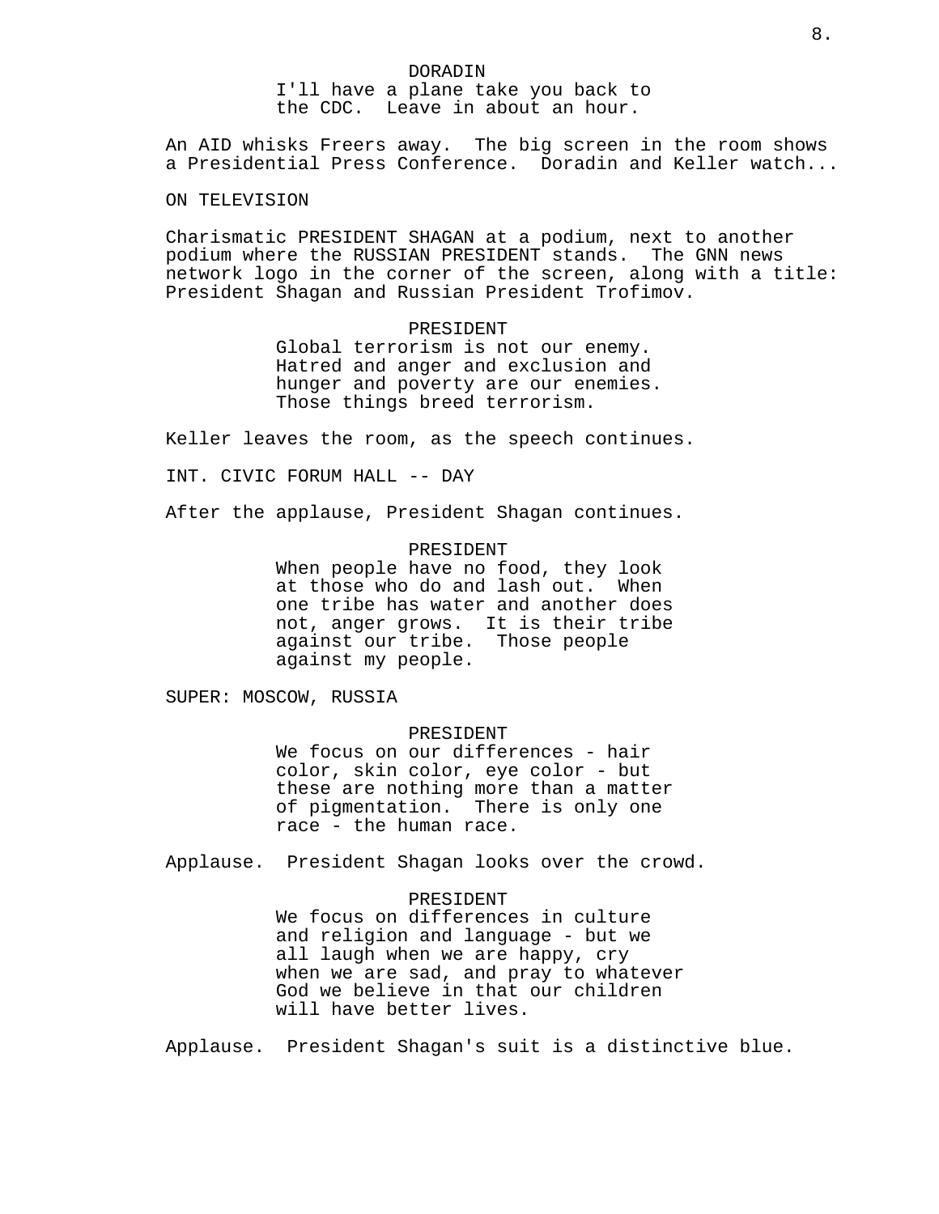DORADIN
I'll have a plane take you back to the CDC. Leave in about an hour.

An AID whisks Freers away. The big screen in the room shows a Presidential Press Conference. Doradin and Keller watch...

ON TELEVISION

Charismatic PRESIDENT SHAGAN at a podium, next to another podium where the RUSSIAN PRESIDENT stands. The GNN news network logo in the corner of the screen, along with a title: President Shagan and Russian President Trofimov.

PRESIDENT
Global terrorism is not our enemy. Hatred and anger and exclusion and hunger and poverty are our enemies. Those things breed terrorism.

Keller leaves the room, as the speech continues.

INT. CIVIC FORUM HALL -- DAY

After the applause, President Shagan continues.

PRESIDENT
When people have no food, they look at those who do and lash out. When one tribe has water and another does not, anger grows. It is their tribe against our tribe. Those people against my people.

SUPER: MOSCOW, RUSSIA

PRESIDENT
We focus on our differences - hair color, skin color, eye color - but these are nothing more than a matter of pigmentation. There is only one race - the human race.

Applause. President Shagan looks over the crowd.

PRESIDENT
We focus on differences in culture and religion and language - but we all laugh when we are happy, cry when we are sad, and pray to whatever God we believe in that our children will have better lives.

Applause. President Shagan's suit is a distinctive blue.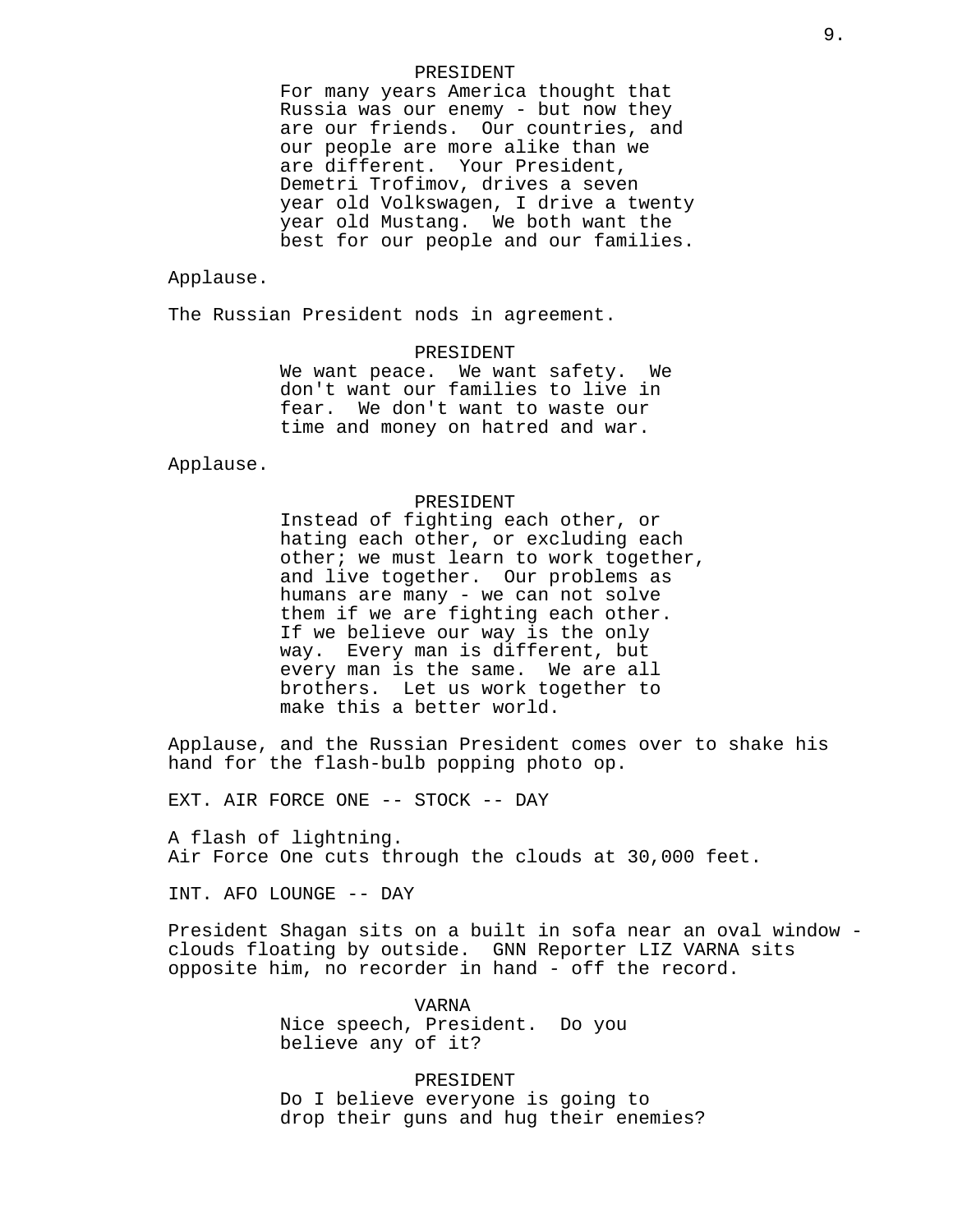PRESIDENT
For many years America thought that Russia was our enemy - but now they are our friends. Our countries, and our people are more alike than we are different. Your President, Demetri Trofimov, drives a seven year old Volkswagen, I drive a twenty year old Mustang. We both want the best for our people and our families.

Applause.

The Russian President nods in agreement.

PRESIDENT
We want peace. We want safety. We don't want our families to live in fear. We don't want to waste our time and money on hatred and war.

Applause.

PRESIDENT
Instead of fighting each other, or hating each other, or excluding each other; we must learn to work together, and live together. Our problems as humans are many - we can not solve them if we are fighting each other. If we believe our way is the only way. Every man is different, but every man is the same. We are all brothers. Let us work together to make this a better world.

Applause, and the Russian President comes over to shake his hand for the flash-bulb popping photo op.

EXT. AIR FORCE ONE -- STOCK -- DAY

A flash of lightning.
Air Force One cuts through the clouds at 30,000 feet.

INT. AFO LOUNGE -- DAY

President Shagan sits on a built in sofa near an oval window - clouds floating by outside. GNN Reporter LIZ VARNA sits opposite him, no recorder in hand - off the record.

VARNA
Nice speech, President. Do you believe any of it?

PRESIDENT
Do I believe everyone is going to drop their guns and hug their enemies?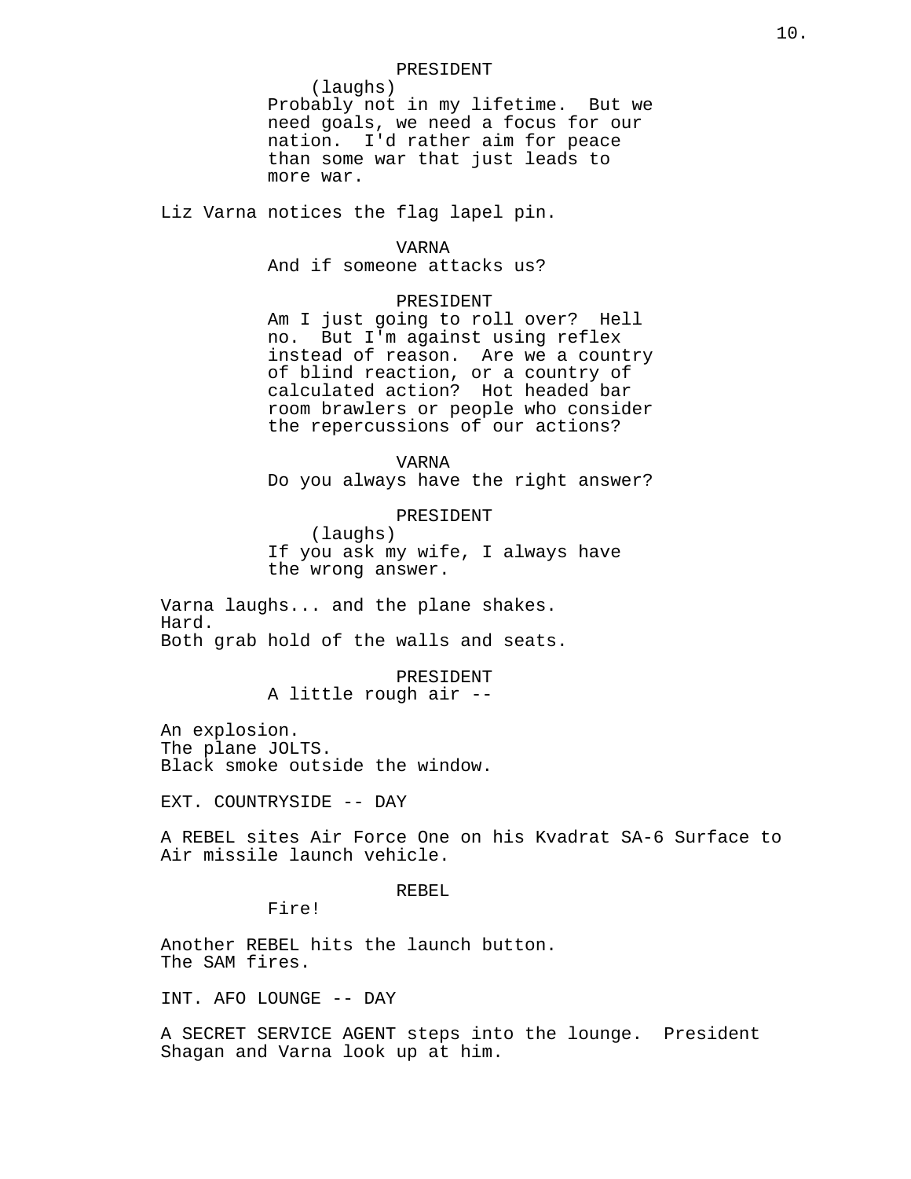PRESIDENT
(laughs)
Probably not in my lifetime. But we need goals, we need a focus for our nation. I'd rather aim for peace than some war that just leads to more war.

Liz Varna notices the flag lapel pin.

VARNA
And if someone attacks us?

PRESIDENT
Am I just going to roll over? Hell no. But I'm against using reflex instead of reason. Are we a country of blind reaction, or a country of calculated action? Hot headed bar room brawlers or people who consider the repercussions of our actions?

VARNA
Do you always have the right answer?

PRESIDENT
(laughs)
If you ask my wife, I always have the wrong answer.

Varna laughs... and the plane shakes.
Hard.
Both grab hold of the walls and seats.

PRESIDENT
A little rough air --

An explosion.
The plane JOLTS.
Black smoke outside the window.

EXT. COUNTRYSIDE -- DAY

A REBEL sites Air Force One on his Kvadrat SA-6 Surface to Air missile launch vehicle.

REBEL
Fire!

Another REBEL hits the launch button.
The SAM fires.

INT. AFO LOUNGE -- DAY

A SECRET SERVICE AGENT steps into the lounge. President Shagan and Varna look up at him.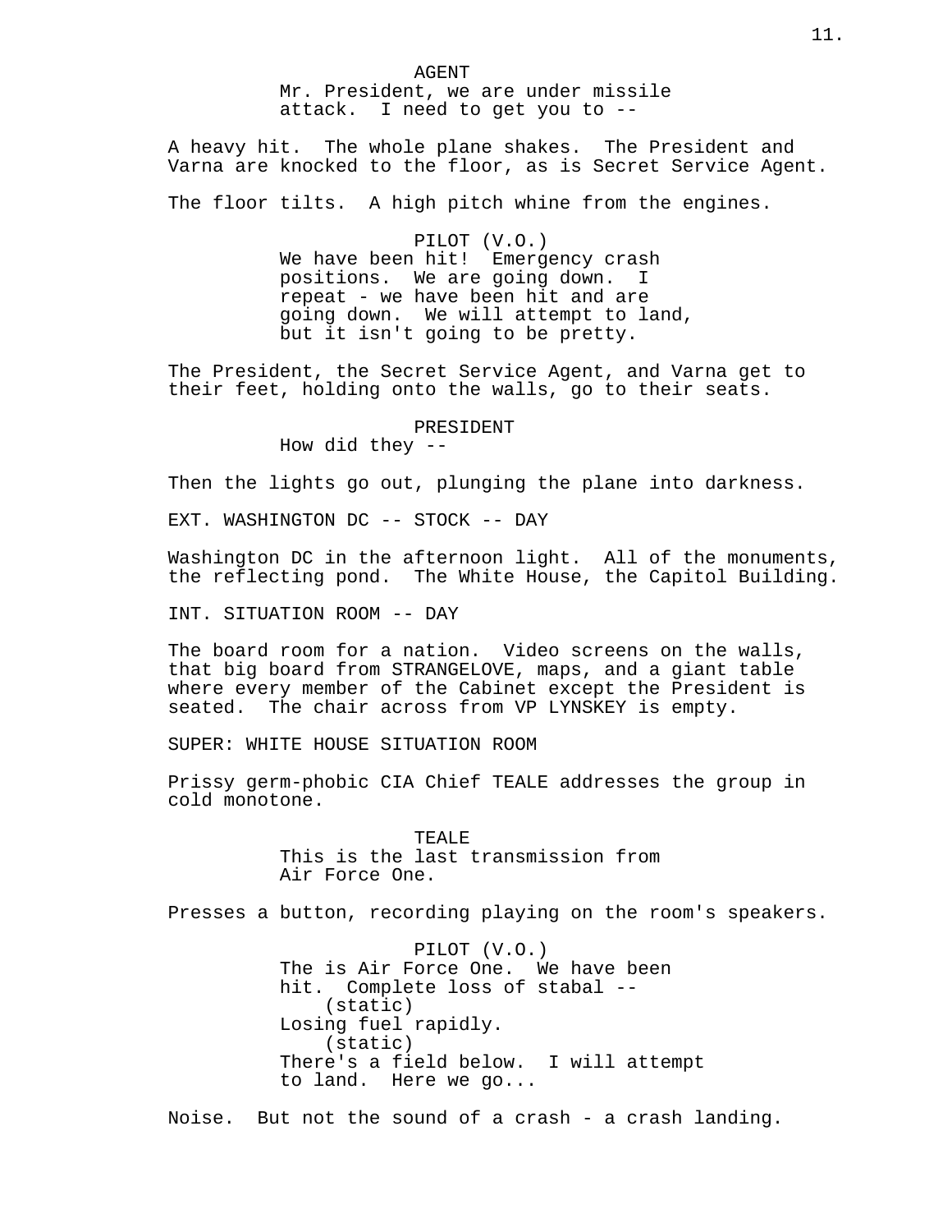AGENT
Mr. President, we are under missile attack. I need to get you to --

A heavy hit. The whole plane shakes. The President and Varna are knocked to the floor, as is Secret Service Agent.

The floor tilts. A high pitch whine from the engines.

PILOT (V.O.)
We have been hit! Emergency crash positions. We are going down. I repeat - we have been hit and are going down. We will attempt to land, but it isn't going to be pretty.

The President, the Secret Service Agent, and Varna get to their feet, holding onto the walls, go to their seats.

PRESIDENT
How did they --

Then the lights go out, plunging the plane into darkness.

EXT. WASHINGTON DC -- STOCK -- DAY

Washington DC in the afternoon light. All of the monuments, the reflecting pond. The White House, the Capitol Building.

INT. SITUATION ROOM -- DAY

The board room for a nation. Video screens on the walls, that big board from STRANGELOVE, maps, and a giant table where every member of the Cabinet except the President is seated. The chair across from VP LYNSKEY is empty.

SUPER: WHITE HOUSE SITUATION ROOM

Prissy germ-phobic CIA Chief TEALE addresses the group in cold monotone.

TEALE
This is the last transmission from Air Force One.

Presses a button, recording playing on the room's speakers.

PILOT (V.O.)
The is Air Force One. We have been hit. Complete loss of stabal --
(static)
Losing fuel rapidly.
(static)
There's a field below. I will attempt to land. Here we go...

Noise. But not the sound of a crash - a crash landing.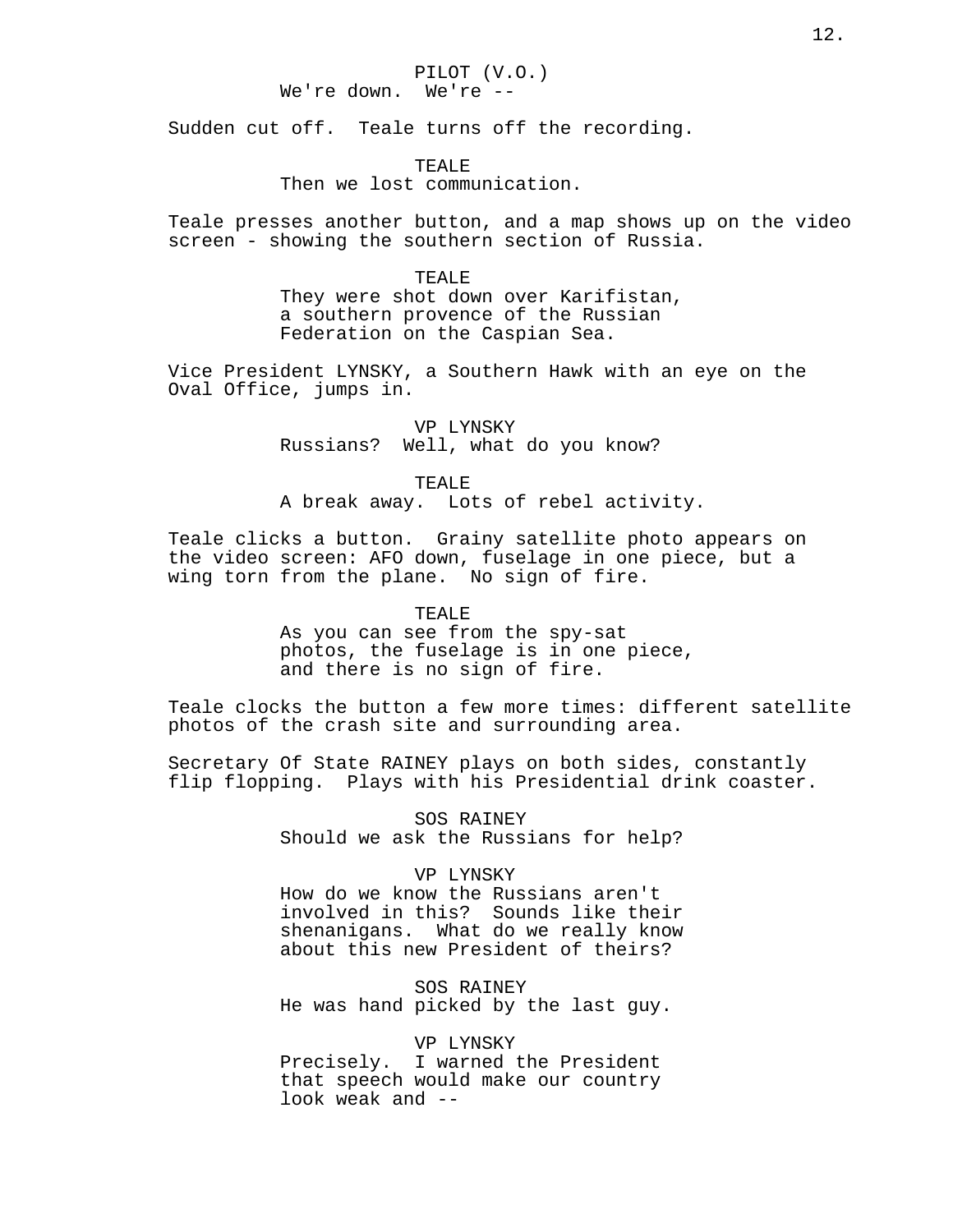PILOT (V.O.)
We're down.  We're --

Sudden cut off.  Teale turns off the recording.

TEALE
Then we lost communication.

Teale presses another button, and a map shows up on the video screen - showing the southern section of Russia.

TEALE
They were shot down over Karifistan, a southern provence of the Russian Federation on the Caspian Sea.

Vice President LYNSKY, a Southern Hawk with an eye on the Oval Office, jumps in.

VP LYNSKY
Russians?  Well, what do you know?

TEALE
A break away.  Lots of rebel activity.

Teale clicks a button.  Grainy satellite photo appears on the video screen: AFO down, fuselage in one piece, but a wing torn from the plane.  No sign of fire.

TEALE
As you can see from the spy-sat photos, the fuselage is in one piece, and there is no sign of fire.

Teale clocks the button a few more times: different satellite photos of the crash site and surrounding area.

Secretary Of State RAINEY plays on both sides, constantly flip flopping.  Plays with his Presidential drink coaster.

SOS RAINEY
Should we ask the Russians for help?

VP LYNSKY
How do we know the Russians aren't involved in this?  Sounds like their shenanigans.  What do we really know about this new President of theirs?

SOS RAINEY
He was hand picked by the last guy.

VP LYNSKY
Precisely.  I warned the President that speech would make our country look weak and --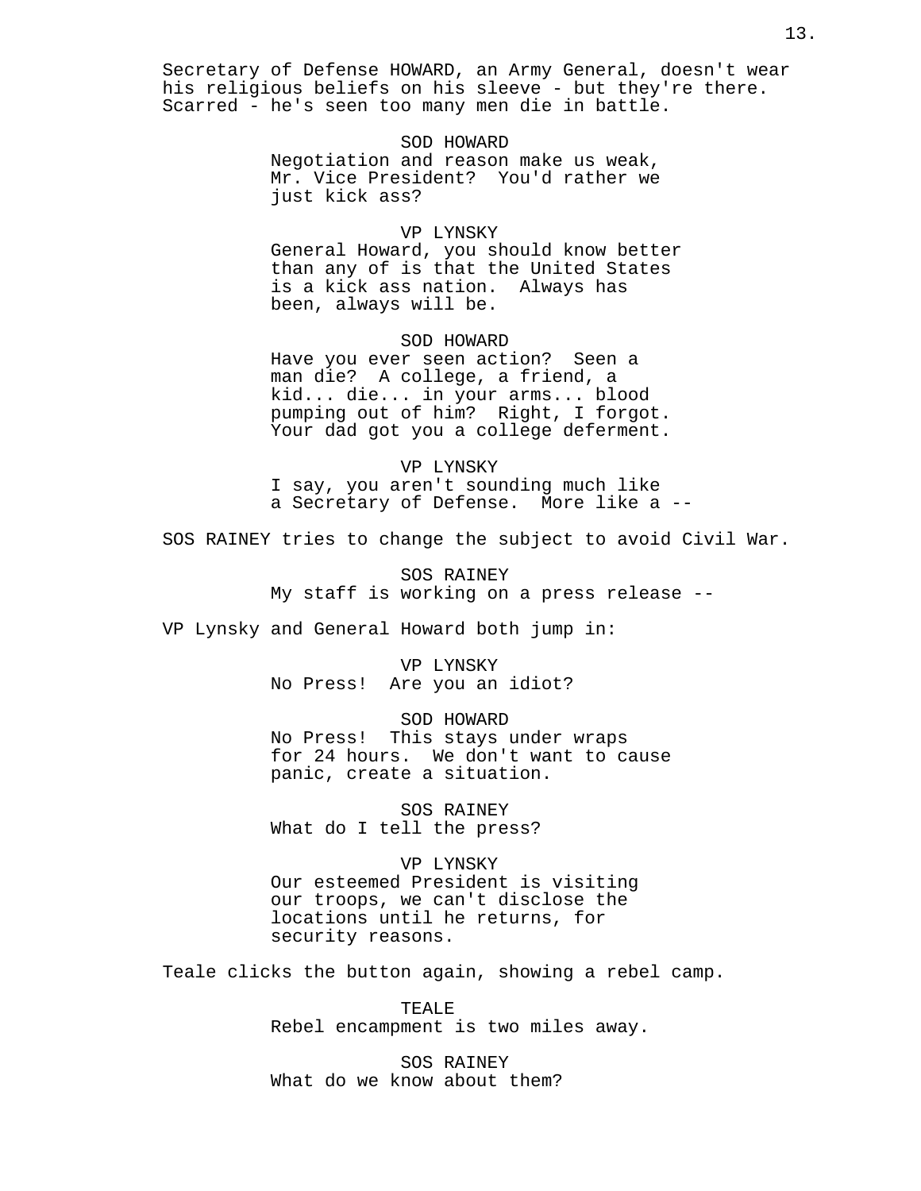Secretary of Defense HOWARD, an Army General, doesn't wear his religious beliefs on his sleeve - but they're there. Scarred - he's seen too many men die in battle.

SOD HOWARD
Negotiation and reason make us weak, Mr. Vice President? You'd rather we just kick ass?

VP LYNSKY
General Howard, you should know better than any of is that the United States is a kick ass nation. Always has been, always will be.

SOD HOWARD
Have you ever seen action? Seen a man die? A college, a friend, a kid... die... in your arms... blood pumping out of him? Right, I forgot. Your dad got you a college deferment.

VP LYNSKY
I say, you aren't sounding much like a Secretary of Defense. More like a --

SOS RAINEY tries to change the subject to avoid Civil War.

SOS RAINEY
My staff is working on a press release --

VP Lynsky and General Howard both jump in:

VP LYNSKY
No Press! Are you an idiot?

SOD HOWARD
No Press! This stays under wraps for 24 hours. We don't want to cause panic, create a situation.

SOS RAINEY
What do I tell the press?

VP LYNSKY
Our esteemed President is visiting our troops, we can't disclose the locations until he returns, for security reasons.

Teale clicks the button again, showing a rebel camp.

TEALE
Rebel encampment is two miles away.

SOS RAINEY
What do we know about them?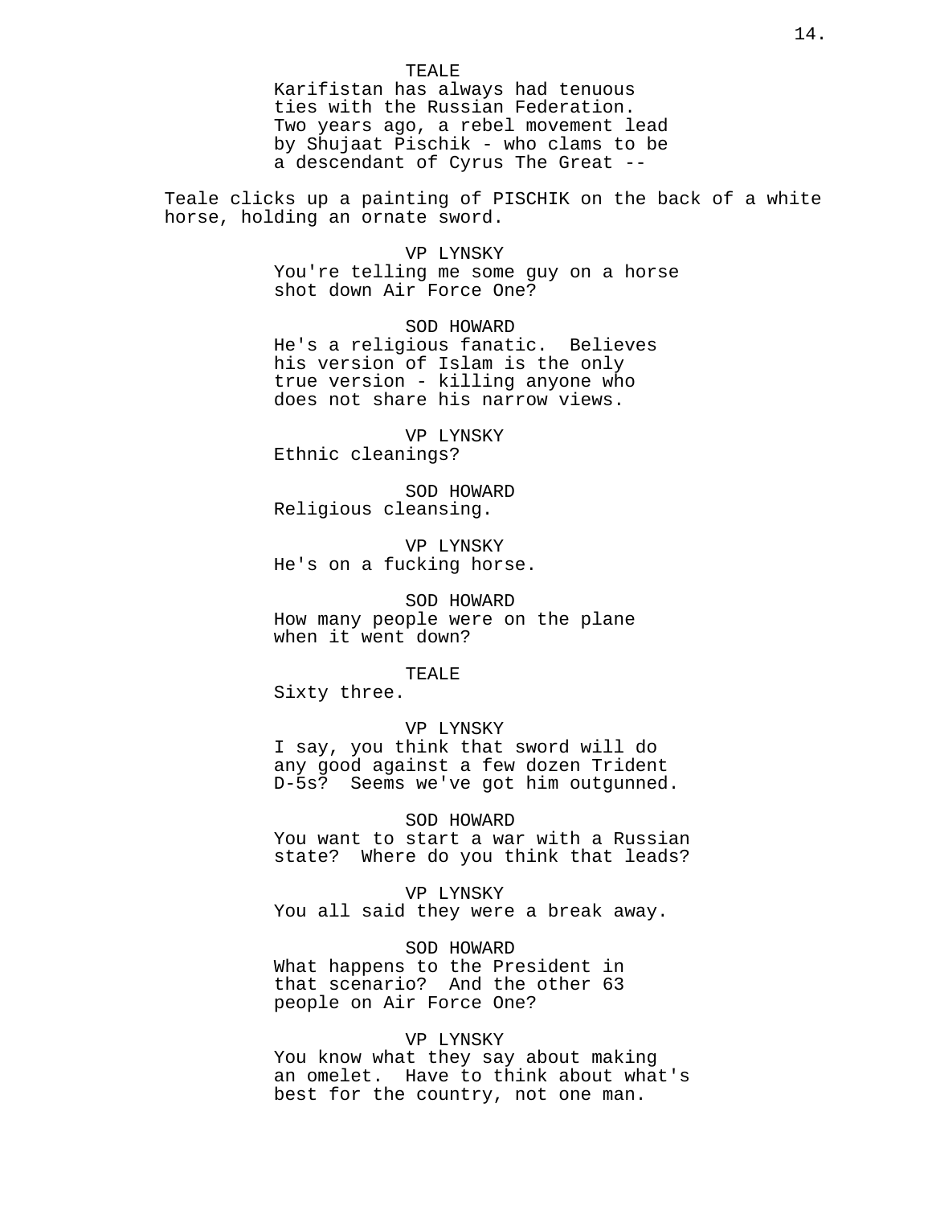TEALE
Karifistan has always had tenuous ties with the Russian Federation. Two years ago, a rebel movement lead by Shujaat Pischik - who clams to be a descendant of Cyrus The Great --

Teale clicks up a painting of PISCHIK on the back of a white horse, holding an ornate sword.

VP LYNSKY
You're telling me some guy on a horse shot down Air Force One?

SOD HOWARD
He's a religious fanatic. Believes his version of Islam is the only true version - killing anyone who does not share his narrow views.

VP LYNSKY
Ethnic cleanings?

SOD HOWARD
Religious cleansing.

VP LYNSKY
He's on a fucking horse.

SOD HOWARD
How many people were on the plane when it went down?

TEALE
Sixty three.

VP LYNSKY
I say, you think that sword will do any good against a few dozen Trident D-5s? Seems we've got him outgunned.

SOD HOWARD
You want to start a war with a Russian state? Where do you think that leads?

VP LYNSKY
You all said they were a break away.

SOD HOWARD
What happens to the President in that scenario? And the other 63 people on Air Force One?

VP LYNSKY
You know what they say about making an omelet. Have to think about what's best for the country, not one man.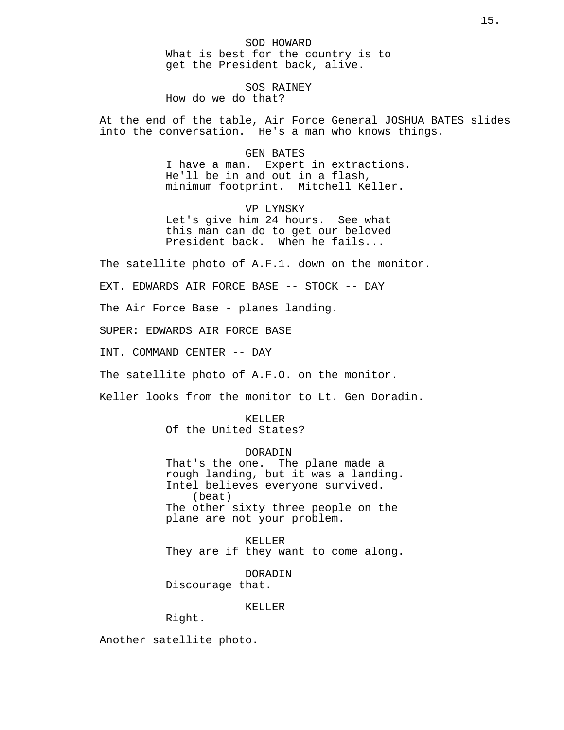SOD HOWARD
What is best for the country is to get the President back, alive.

SOS RAINEY
How do we do that?

At the end of the table, Air Force General JOSHUA BATES slides into the conversation. He's a man who knows things.

GEN BATES
I have a man. Expert in extractions. He'll be in and out in a flash, minimum footprint. Mitchell Keller.

VP LYNSKY
Let's give him 24 hours. See what this man can do to get our beloved President back. When he fails...

The satellite photo of A.F.1. down on the monitor.

EXT. EDWARDS AIR FORCE BASE -- STOCK -- DAY

The Air Force Base - planes landing.

SUPER: EDWARDS AIR FORCE BASE

INT. COMMAND CENTER -- DAY

The satellite photo of A.F.O. on the monitor.

Keller looks from the monitor to Lt. Gen Doradin.

KELLER
Of the United States?

DORADIN
That's the one. The plane made a rough landing, but it was a landing. Intel believes everyone survived.
(beat)
The other sixty three people on the plane are not your problem.

KELLER
They are if they want to come along.

DORADIN
Discourage that.

KELLER
Right.

Another satellite photo.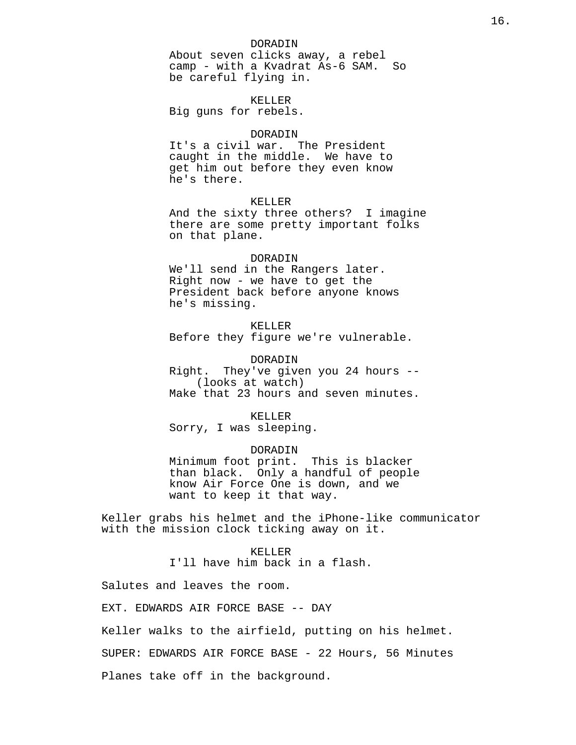DORADIN
About seven clicks away, a rebel camp - with a Kvadrat As-6 SAM. So be careful flying in.

KELLER
Big guns for rebels.

DORADIN
It's a civil war. The President caught in the middle. We have to get him out before they even know he's there.

KELLER
And the sixty three others? I imagine there are some pretty important folks on that plane.

DORADIN
We'll send in the Rangers later. Right now - we have to get the President back before anyone knows he's missing.

KELLER
Before they figure we're vulnerable.

DORADIN
Right. They've given you 24 hours --
(looks at watch)
Make that 23 hours and seven minutes.

KELLER
Sorry, I was sleeping.

DORADIN
Minimum foot print. This is blacker than black. Only a handful of people know Air Force One is down, and we want to keep it that way.

Keller grabs his helmet and the iPhone-like communicator with the mission clock ticking away on it.

KELLER
I'll have him back in a flash.

Salutes and leaves the room.

EXT. EDWARDS AIR FORCE BASE -- DAY

Keller walks to the airfield, putting on his helmet.

SUPER: EDWARDS AIR FORCE BASE - 22 Hours, 56 Minutes

Planes take off in the background.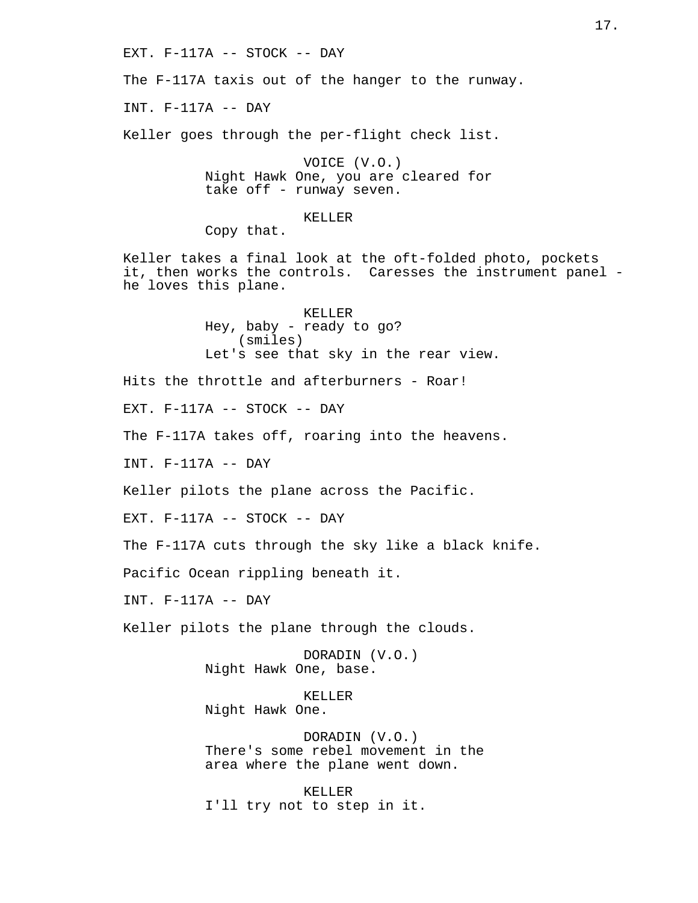EXT. F-117A -- STOCK -- DAY

The F-117A taxis out of the hanger to the runway.

INT. F-117A -- DAY

Keller goes through the per-flight check list.

VOICE (V.O.)
Night Hawk One, you are cleared for take off - runway seven.

KELLER
Copy that.

Keller takes a final look at the oft-folded photo, pockets it, then works the controls. Caresses the instrument panel - he loves this plane.

KELLER
Hey, baby - ready to go?
(smiles)
Let's see that sky in the rear view.

Hits the throttle and afterburners - Roar!

EXT. F-117A -- STOCK -- DAY

The F-117A takes off, roaring into the heavens.

INT. F-117A -- DAY

Keller pilots the plane across the Pacific.

EXT. F-117A -- STOCK -- DAY

The F-117A cuts through the sky like a black knife.

Pacific Ocean rippling beneath it.

INT. F-117A -- DAY

Keller pilots the plane through the clouds.

DORADIN (V.O.)
Night Hawk One, base.

KELLER
Night Hawk One.

DORADIN (V.O.)
There's some rebel movement in the area where the plane went down.

KELLER
I'll try not to step in it.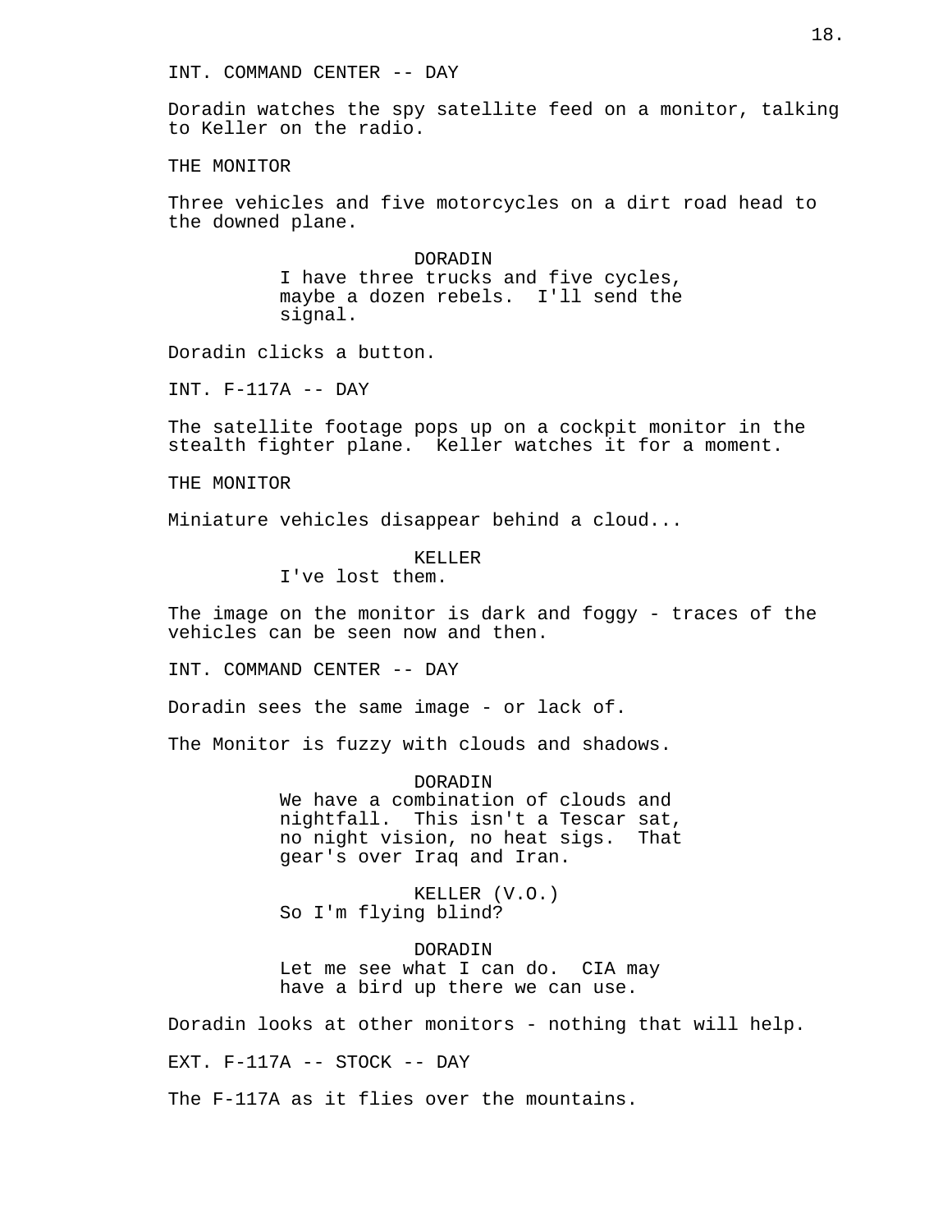INT. COMMAND CENTER -- DAY

Doradin watches the spy satellite feed on a monitor, talking to Keller on the radio.

THE MONITOR

Three vehicles and five motorcycles on a dirt road head to the downed plane.

DORADIN
I have three trucks and five cycles, maybe a dozen rebels. I'll send the signal.

Doradin clicks a button.

INT. F-117A -- DAY

The satellite footage pops up on a cockpit monitor in the stealth fighter plane. Keller watches it for a moment.

THE MONITOR

Miniature vehicles disappear behind a cloud...

KELLER
I've lost them.

The image on the monitor is dark and foggy - traces of the vehicles can be seen now and then.

INT. COMMAND CENTER -- DAY

Doradin sees the same image - or lack of.

The Monitor is fuzzy with clouds and shadows.

DORADIN
We have a combination of clouds and nightfall. This isn't a Tescar sat, no night vision, no heat sigs. That gear's over Iraq and Iran.

KELLER (V.O.)
So I'm flying blind?

DORADIN
Let me see what I can do. CIA may have a bird up there we can use.

Doradin looks at other monitors - nothing that will help.

EXT. F-117A -- STOCK -- DAY

The F-117A as it flies over the mountains.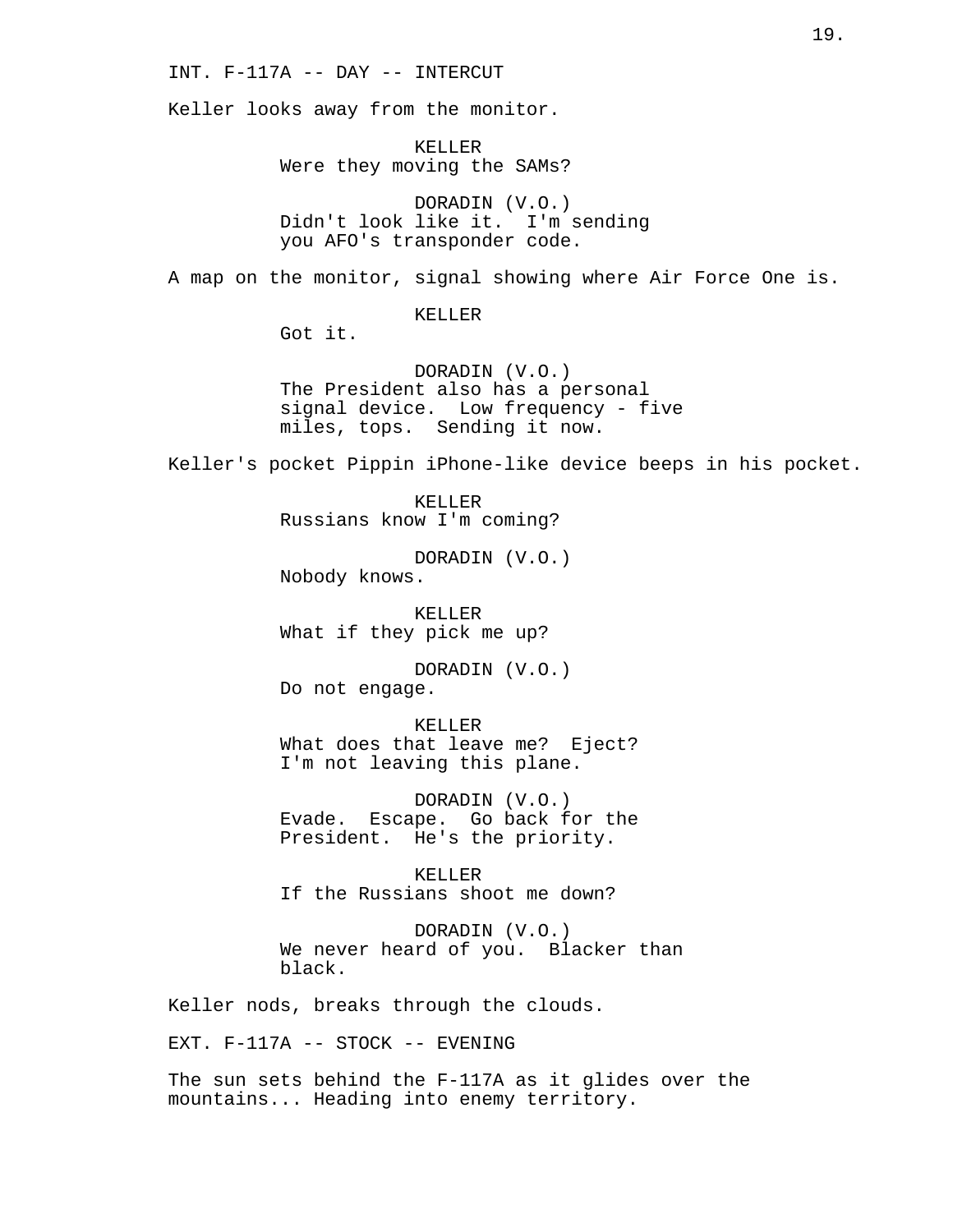INT. F-117A -- DAY -- INTERCUT

Keller looks away from the monitor.

KELLER
Were they moving the SAMs?

DORADIN (V.O.)
Didn't look like it. I'm sending you AFO's transponder code.

A map on the monitor, signal showing where Air Force One is.

KELLER
Got it.

DORADIN (V.O.)
The President also has a personal signal device. Low frequency - five miles, tops. Sending it now.

Keller's pocket Pippin iPhone-like device beeps in his pocket.

KELLER
Russians know I'm coming?

DORADIN (V.O.)
Nobody knows.

KELLER
What if they pick me up?

DORADIN (V.O.)
Do not engage.

KELLER
What does that leave me? Eject? I'm not leaving this plane.

DORADIN (V.O.)
Evade. Escape. Go back for the President. He's the priority.

KELLER
If the Russians shoot me down?

DORADIN (V.O.)
We never heard of you. Blacker than black.

Keller nods, breaks through the clouds.

EXT. F-117A -- STOCK -- EVENING

The sun sets behind the F-117A as it glides over the mountains... Heading into enemy territory.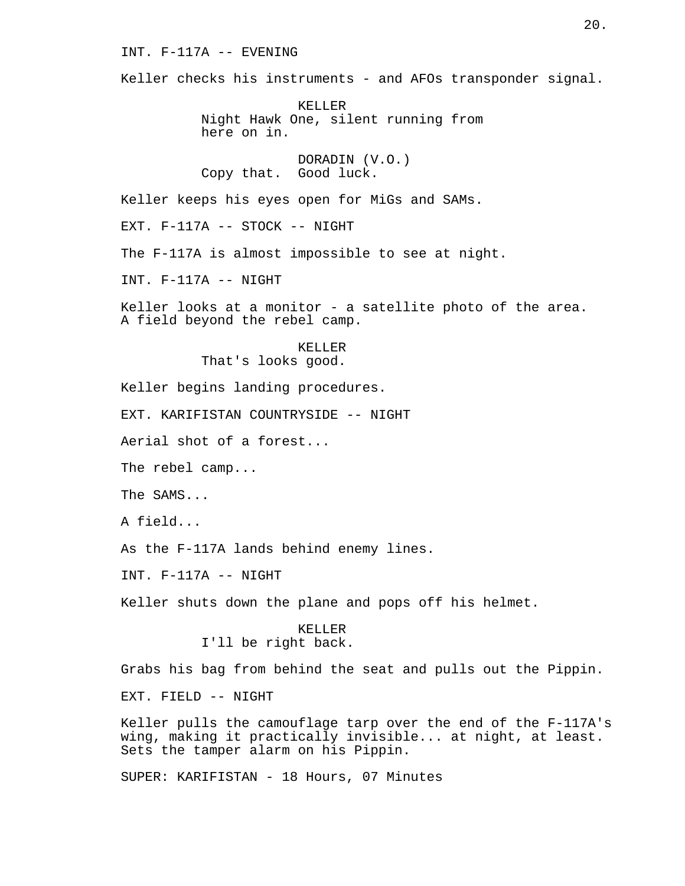INT. F-117A -- EVENING

Keller checks his instruments - and AFOs transponder signal.

KELLER
Night Hawk One, silent running from here on in.

DORADIN (V.O.)
Copy that. Good luck.

Keller keeps his eyes open for MiGs and SAMs.

EXT. F-117A -- STOCK -- NIGHT

The F-117A is almost impossible to see at night.

INT. F-117A -- NIGHT

Keller looks at a monitor - a satellite photo of the area. A field beyond the rebel camp.

KELLER
That's looks good.

Keller begins landing procedures.

EXT. KARIFISTAN COUNTRYSIDE -- NIGHT

Aerial shot of a forest...

The rebel camp...

The SAMS...

A field...

As the F-117A lands behind enemy lines.

INT. F-117A -- NIGHT

Keller shuts down the plane and pops off his helmet.

KELLER
I'll be right back.

Grabs his bag from behind the seat and pulls out the Pippin.

EXT. FIELD -- NIGHT

Keller pulls the camouflage tarp over the end of the F-117A's wing, making it practically invisible... at night, at least. Sets the tamper alarm on his Pippin.

SUPER: KARIFISTAN - 18 Hours, 07 Minutes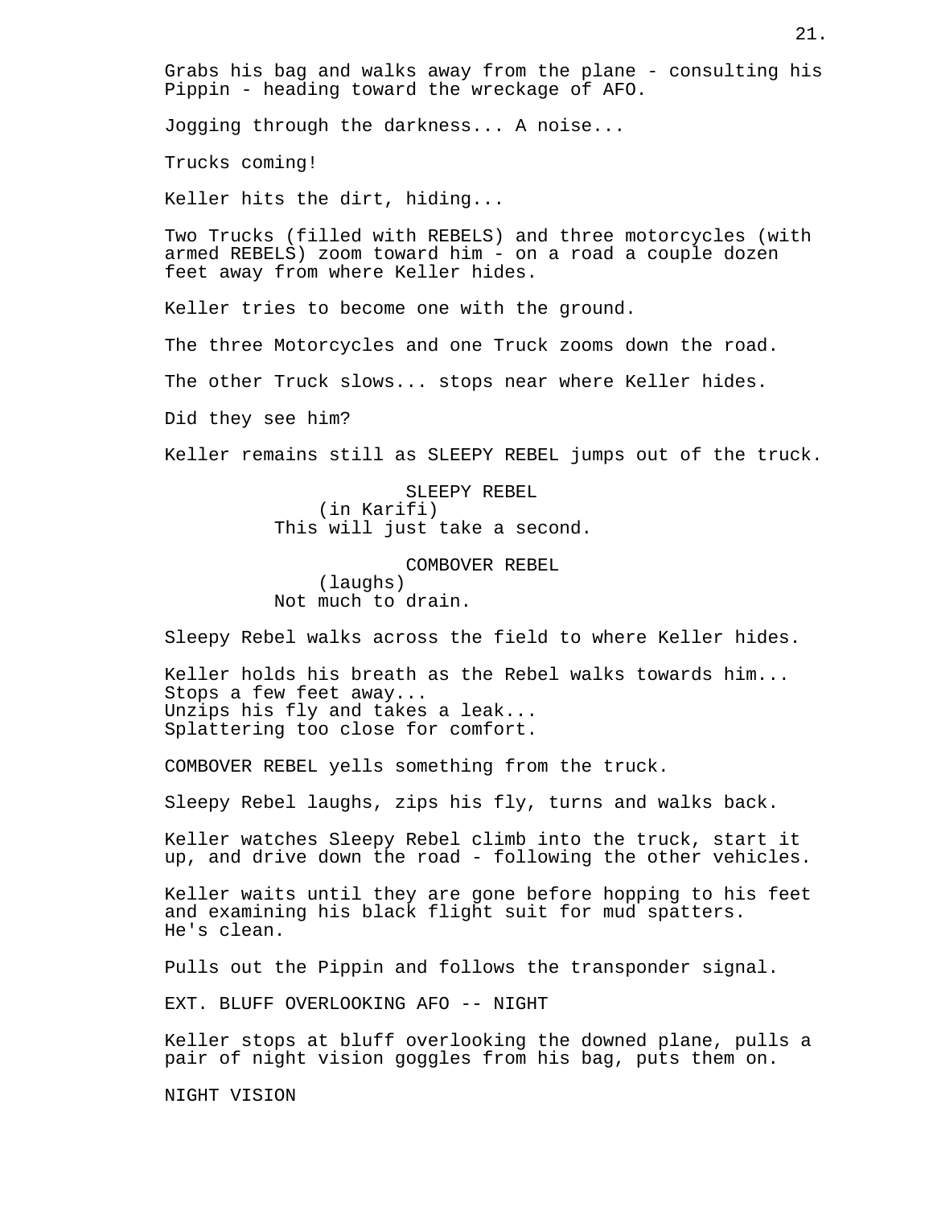Grabs his bag and walks away from the plane - consulting his Pippin - heading toward the wreckage of AFO.

Jogging through the darkness... A noise...

Trucks coming!

Keller hits the dirt, hiding...

Two Trucks (filled with REBELS) and three motorcycles (with armed REBELS) zoom toward him - on a road a couple dozen feet away from where Keller hides.

Keller tries to become one with the ground.

The three Motorcycles and one Truck zooms down the road.

The other Truck slows... stops near where Keller hides.

Did they see him?

Keller remains still as SLEEPY REBEL jumps out of the truck.

SLEEPY REBEL
(in Karifi)
This will just take a second.

COMBOVER REBEL
(laughs)
Not much to drain.

Sleepy Rebel walks across the field to where Keller hides.

Keller holds his breath as the Rebel walks towards him...
Stops a few feet away...
Unzips his fly and takes a leak...
Splattering too close for comfort.

COMBOVER REBEL yells something from the truck.

Sleepy Rebel laughs, zips his fly, turns and walks back.

Keller watches Sleepy Rebel climb into the truck, start it up, and drive down the road - following the other vehicles.

Keller waits until they are gone before hopping to his feet and examining his black flight suit for mud spatters.
He's clean.

Pulls out the Pippin and follows the transponder signal.

EXT. BLUFF OVERLOOKING AFO -- NIGHT

Keller stops at bluff overlooking the downed plane, pulls a pair of night vision goggles from his bag, puts them on.

NIGHT VISION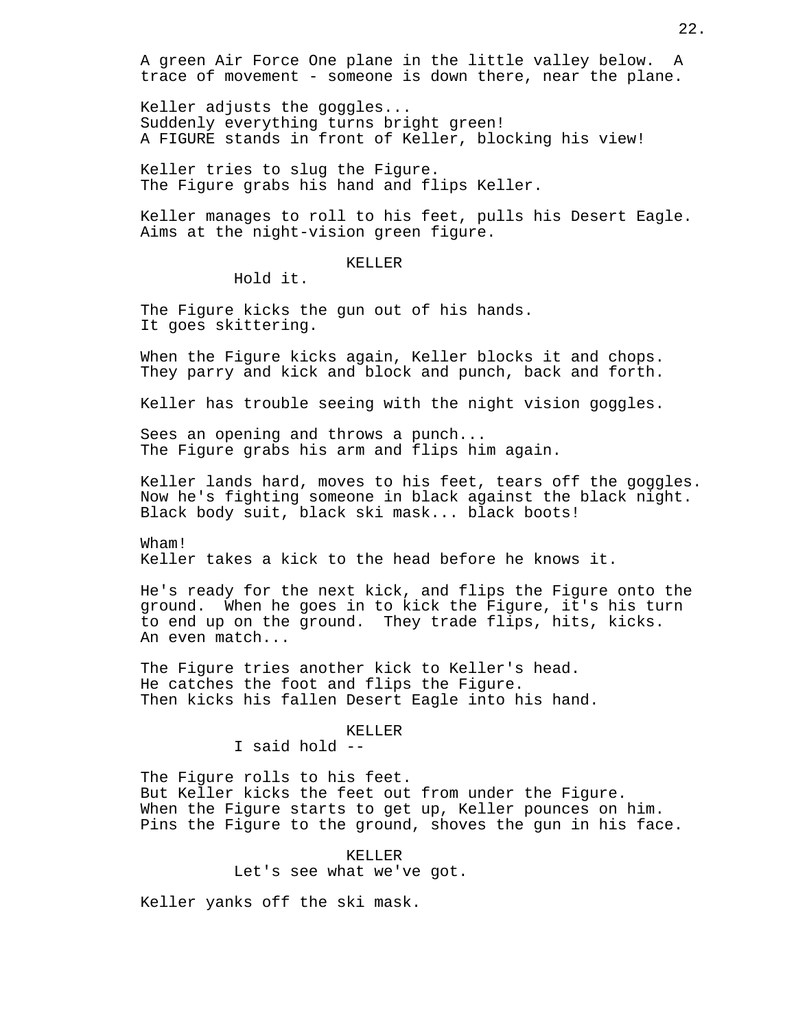A green Air Force One plane in the little valley below. A trace of movement - someone is down there, near the plane.

Keller adjusts the goggles...
Suddenly everything turns bright green!
A FIGURE stands in front of Keller, blocking his view!

Keller tries to slug the Figure.
The Figure grabs his hand and flips Keller.

Keller manages to roll to his feet, pulls his Desert Eagle. Aims at the night-vision green figure.

KELLER
Hold it.

The Figure kicks the gun out of his hands.
It goes skittering.

When the Figure kicks again, Keller blocks it and chops. They parry and kick and block and punch, back and forth.

Keller has trouble seeing with the night vision goggles.

Sees an opening and throws a punch...
The Figure grabs his arm and flips him again.

Keller lands hard, moves to his feet, tears off the goggles. Now he's fighting someone in black against the black night. Black body suit, black ski mask... black boots!

Wham!
Keller takes a kick to the head before he knows it.

He's ready for the next kick, and flips the Figure onto the ground. When he goes in to kick the Figure, it's his turn to end up on the ground. They trade flips, hits, kicks. An even match...

The Figure tries another kick to Keller's head.
He catches the foot and flips the Figure.
Then kicks his fallen Desert Eagle into his hand.

KELLER
I said hold --

The Figure rolls to his feet.
But Keller kicks the feet out from under the Figure.
When the Figure starts to get up, Keller pounces on him.
Pins the Figure to the ground, shoves the gun in his face.

KELLER
Let's see what we've got.

Keller yanks off the ski mask.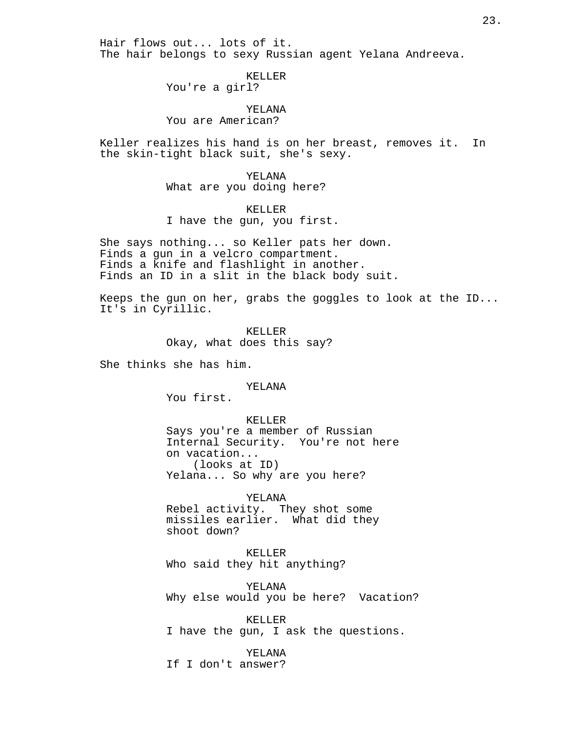Hair flows out... lots of it.
The hair belongs to sexy Russian agent Yelana Andreeva.

KELLER
You're a girl?

YELANA
You are American?

Keller realizes his hand is on her breast, removes it. In the skin-tight black suit, she's sexy.

YELANA
What are you doing here?

KELLER
I have the gun, you first.

She says nothing... so Keller pats her down.
Finds a gun in a velcro compartment.
Finds a knife and flashlight in another.
Finds an ID in a slit in the black body suit.

Keeps the gun on her, grabs the goggles to look at the ID...
It's in Cyrillic.

KELLER
Okay, what does this say?

She thinks she has him.

YELANA
You first.

KELLER
Says you're a member of Russian Internal Security. You're not here on vacation...
(looks at ID)
Yelana... So why are you here?

YELANA
Rebel activity. They shot some missiles earlier. What did they shoot down?

KELLER
Who said they hit anything?

YELANA
Why else would you be here? Vacation?

KELLER
I have the gun, I ask the questions.

YELANA
If I don't answer?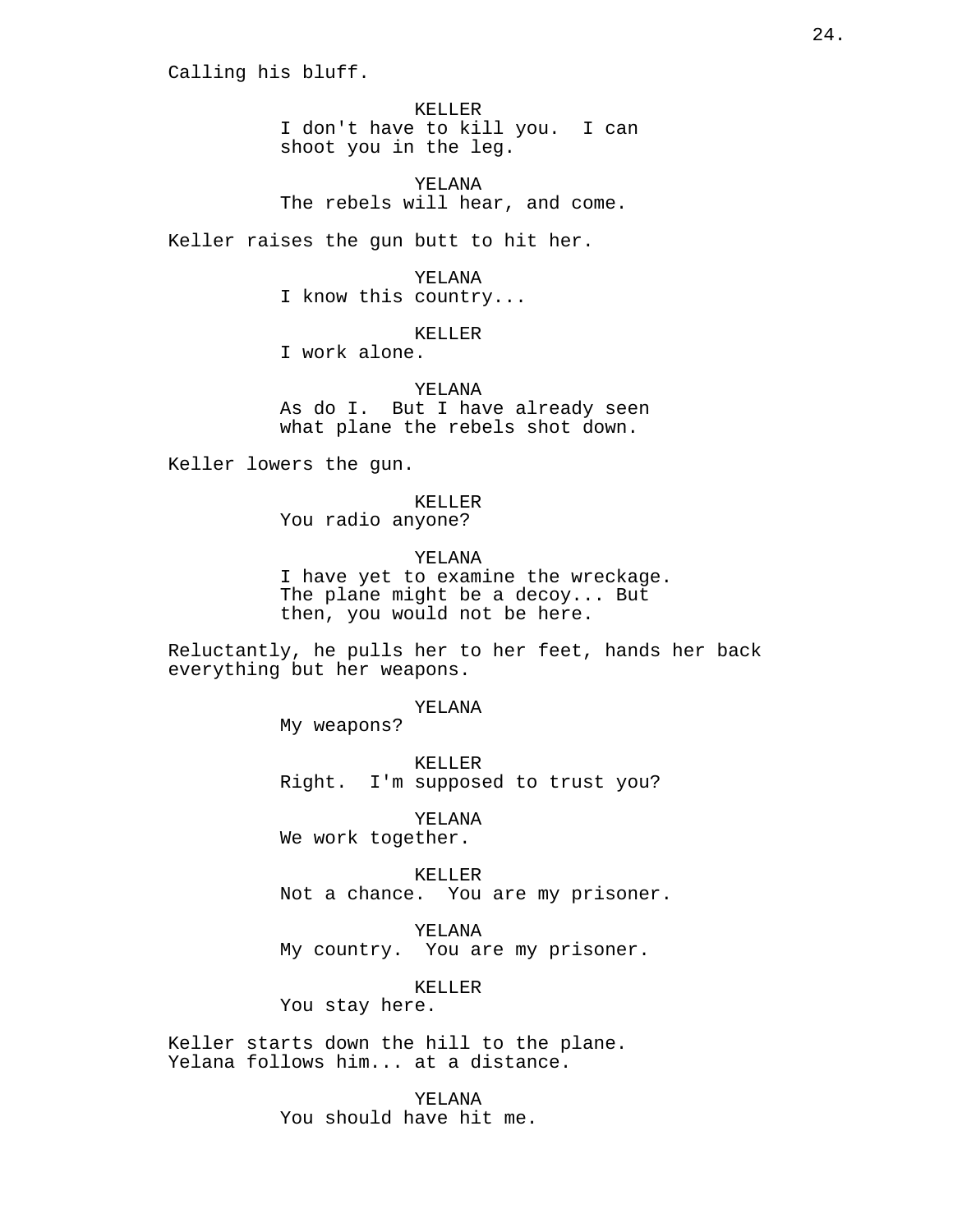Calling his bluff.

KELLER
I don't have to kill you.  I can shoot you in the leg.

YELANA
The rebels will hear, and come.

Keller raises the gun butt to hit her.

YELANA
I know this country...

KELLER
I work alone.

YELANA
As do I.  But I have already seen what plane the rebels shot down.

Keller lowers the gun.

KELLER
You radio anyone?

YELANA
I have yet to examine the wreckage. The plane might be a decoy... But then, you would not be here.

Reluctantly, he pulls her to her feet, hands her back everything but her weapons.

YELANA
My weapons?

KELLER
Right.  I'm supposed to trust you?

YELANA
We work together.

KELLER
Not a chance.  You are my prisoner.

YELANA
My country.  You are my prisoner.

KELLER
You stay here.

Keller starts down the hill to the plane. Yelana follows him... at a distance.

YELANA
You should have hit me.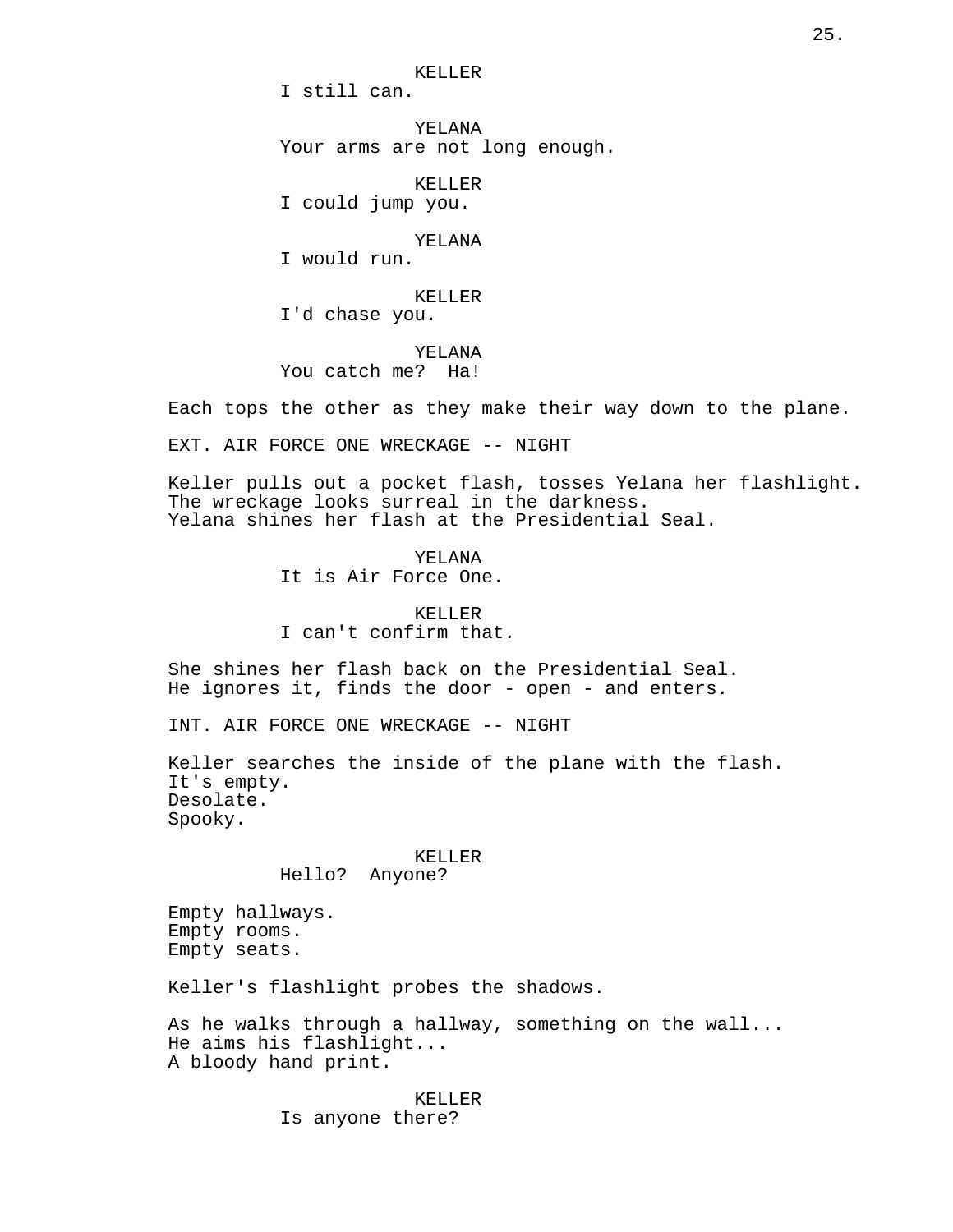KELLER
I still can.

YELANA
Your arms are not long enough.

KELLER
I could jump you.

YELANA
I would run.

KELLER
I'd chase you.

YELANA
You catch me?  Ha!

Each tops the other as they make their way down to the plane.

EXT. AIR FORCE ONE WRECKAGE -- NIGHT

Keller pulls out a pocket flash, tosses Yelana her flashlight.
The wreckage looks surreal in the darkness.
Yelana shines her flash at the Presidential Seal.

YELANA
It is Air Force One.

KELLER
I can't confirm that.

She shines her flash back on the Presidential Seal.
He ignores it, finds the door - open - and enters.

INT. AIR FORCE ONE WRECKAGE -- NIGHT

Keller searches the inside of the plane with the flash.
It's empty.
Desolate.
Spooky.

KELLER
Hello?  Anyone?

Empty hallways.
Empty rooms.
Empty seats.

Keller's flashlight probes the shadows.

As he walks through a hallway, something on the wall...
He aims his flashlight...
A bloody hand print.

KELLER
Is anyone there?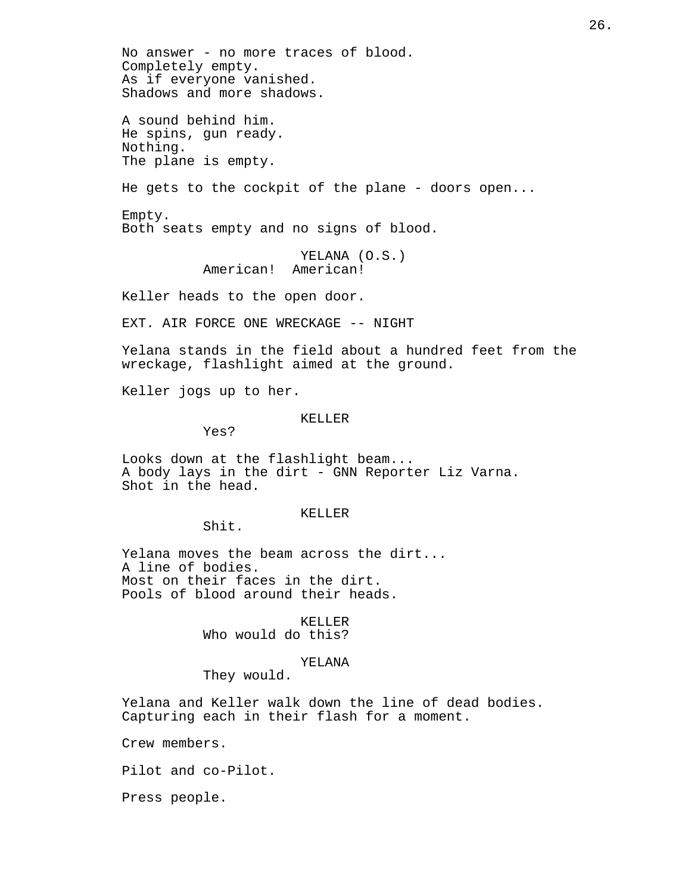No answer - no more traces of blood.
Completely empty.
As if everyone vanished.
Shadows and more shadows.

A sound behind him.
He spins, gun ready.
Nothing.
The plane is empty.

He gets to the cockpit of the plane - doors open...

Empty.
Both seats empty and no signs of blood.

YELANA (O.S.)
American!  American!

Keller heads to the open door.

EXT. AIR FORCE ONE WRECKAGE -- NIGHT

Yelana stands in the field about a hundred feet from the wreckage, flashlight aimed at the ground.

Keller jogs up to her.

KELLER
Yes?

Looks down at the flashlight beam...
A body lays in the dirt - GNN Reporter Liz Varna.
Shot in the head.

KELLER
Shit.

Yelana moves the beam across the dirt...
A line of bodies.
Most on their faces in the dirt.
Pools of blood around their heads.

KELLER
Who would do this?

YELANA
They would.

Yelana and Keller walk down the line of dead bodies.
Capturing each in their flash for a moment.

Crew members.

Pilot and co-Pilot.

Press people.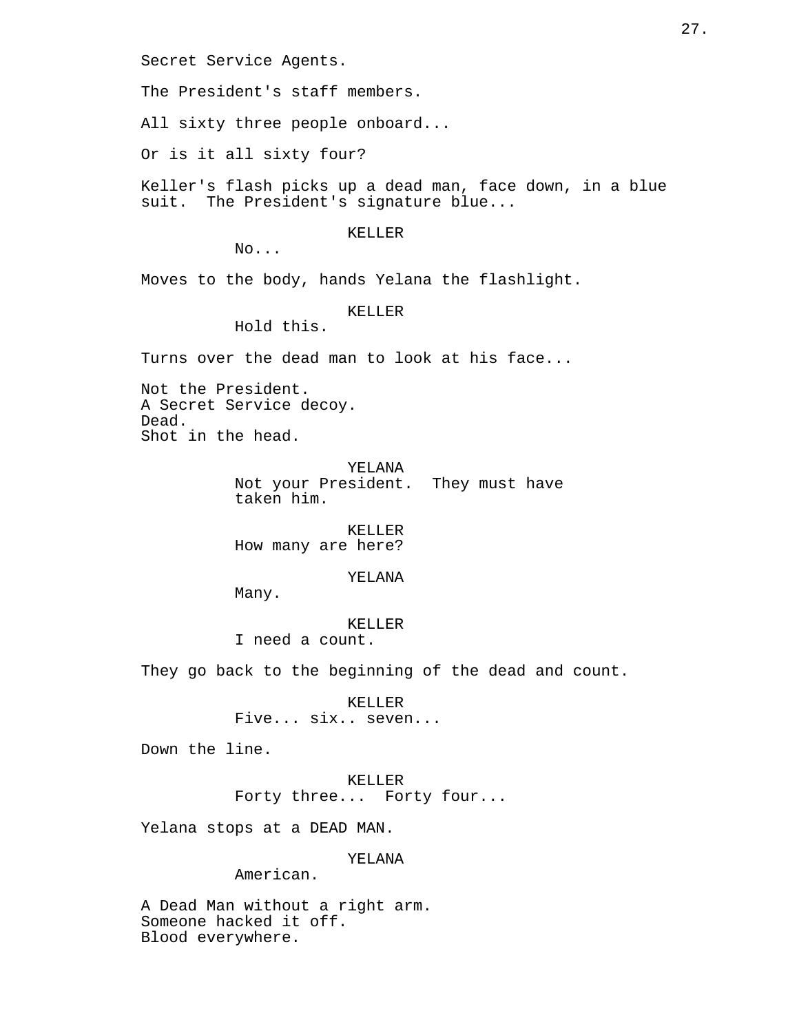Secret Service Agents.

The President's staff members.

All sixty three people onboard...

Or is it all sixty four?

Keller's flash picks up a dead man, face down, in a blue suit. The President's signature blue...

KELLER

No...

Moves to the body, hands Yelana the flashlight.

KELLER

Hold this.

Turns over the dead man to look at his face...

Not the President.
A Secret Service decoy.
Dead.
Shot in the head.

YELANA

Not your President. They must have taken him.

KELLER

How many are here?

YELANA

Many.

KELLER

I need a count.

They go back to the beginning of the dead and count.

KELLER

Five... six.. seven...

Down the line.

KELLER

Forty three... Forty four...

Yelana stops at a DEAD MAN.

YELANA

American.

A Dead Man without a right arm.
Someone hacked it off.
Blood everywhere.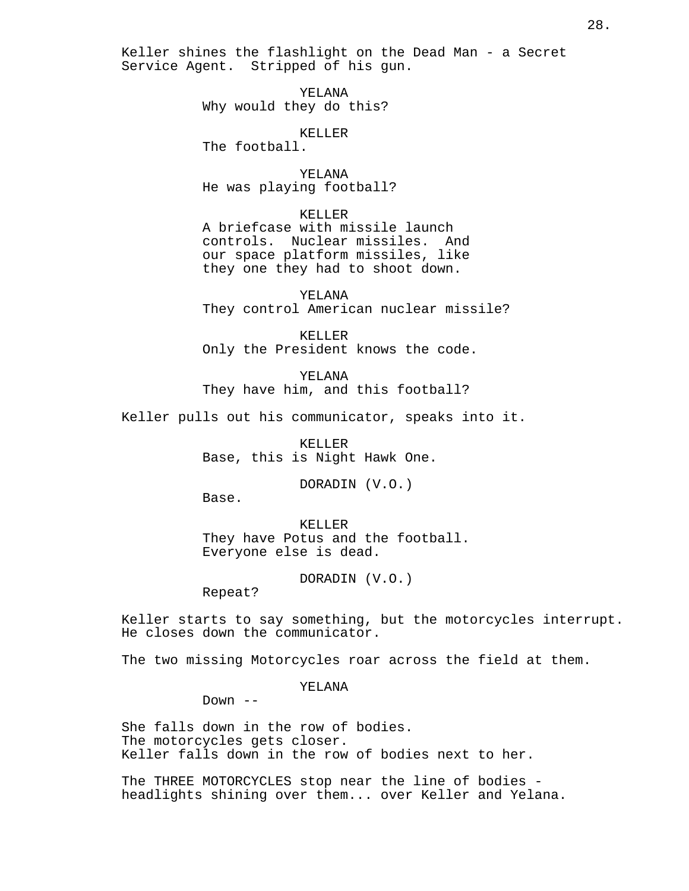Keller shines the flashlight on the Dead Man - a Secret Service Agent. Stripped of his gun.

YELANA
Why would they do this?

KELLER
The football.

YELANA
He was playing football?

KELLER
A briefcase with missile launch controls. Nuclear missiles. And our space platform missiles, like they one they had to shoot down.

YELANA
They control American nuclear missile?

KELLER
Only the President knows the code.

YELANA
They have him, and this football?

Keller pulls out his communicator, speaks into it.

KELLER
Base, this is Night Hawk One.

DORADIN (V.O.)
Base.

KELLER
They have Potus and the football. Everyone else is dead.

DORADIN (V.O.)
Repeat?

Keller starts to say something, but the motorcycles interrupt. He closes down the communicator.

The two missing Motorcycles roar across the field at them.

YELANA
Down --

She falls down in the row of bodies.
The motorcycles gets closer.
Keller falls down in the row of bodies next to her.

The THREE MOTORCYCLES stop near the line of bodies - headlights shining over them... over Keller and Yelana.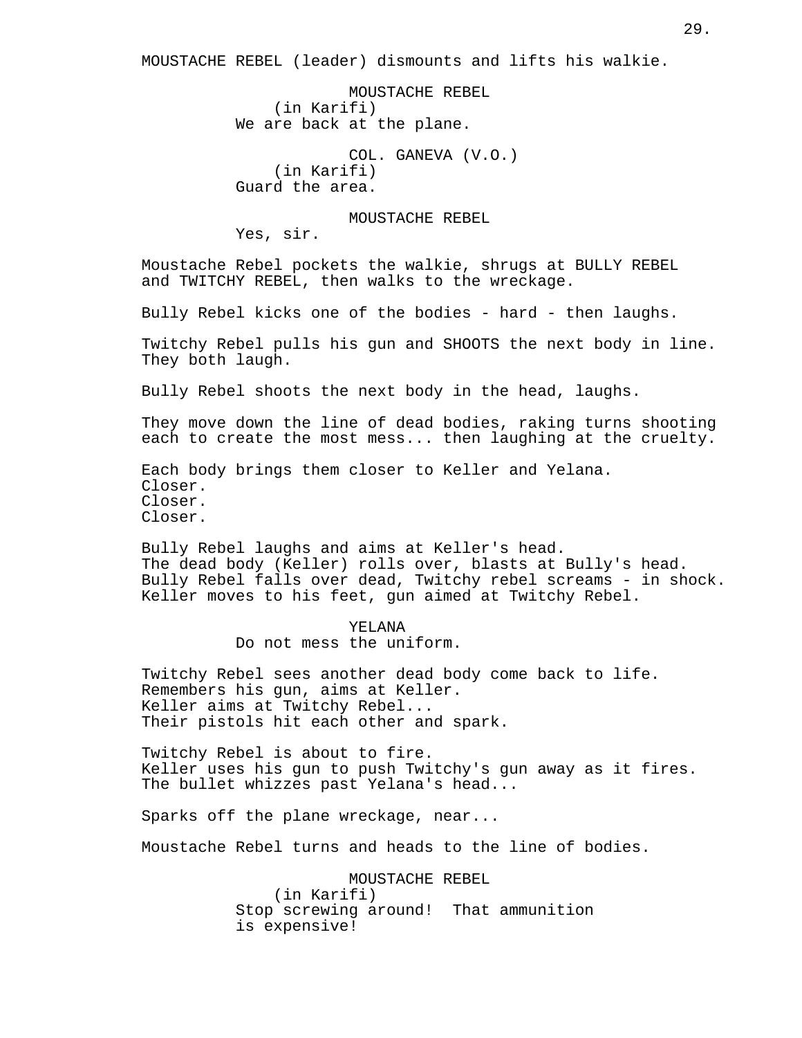MOUSTACHE REBEL (leader) dismounts and lifts his walkie.

MOUSTACHE REBEL
(in Karifi)
We are back at the plane.

COL. GANEVA (V.O.)
(in Karifi)
Guard the area.

MOUSTACHE REBEL
Yes, sir.

Moustache Rebel pockets the walkie, shrugs at BULLY REBEL and TWITCHY REBEL, then walks to the wreckage.

Bully Rebel kicks one of the bodies - hard - then laughs.

Twitchy Rebel pulls his gun and SHOOTS the next body in line. They both laugh.

Bully Rebel shoots the next body in the head, laughs.

They move down the line of dead bodies, raking turns shooting each to create the most mess... then laughing at the cruelty.

Each body brings them closer to Keller and Yelana.
Closer.
Closer.
Closer.

Bully Rebel laughs and aims at Keller's head.
The dead body (Keller) rolls over, blasts at Bully's head.
Bully Rebel falls over dead, Twitchy rebel screams - in shock.
Keller moves to his feet, gun aimed at Twitchy Rebel.

YELANA
Do not mess the uniform.

Twitchy Rebel sees another dead body come back to life.
Remembers his gun, aims at Keller.
Keller aims at Twitchy Rebel...
Their pistols hit each other and spark.

Twitchy Rebel is about to fire.
Keller uses his gun to push Twitchy's gun away as it fires.
The bullet whizzes past Yelana's head...

Sparks off the plane wreckage, near...

Moustache Rebel turns and heads to the line of bodies.

MOUSTACHE REBEL
(in Karifi)
Stop screwing around! That ammunition is expensive!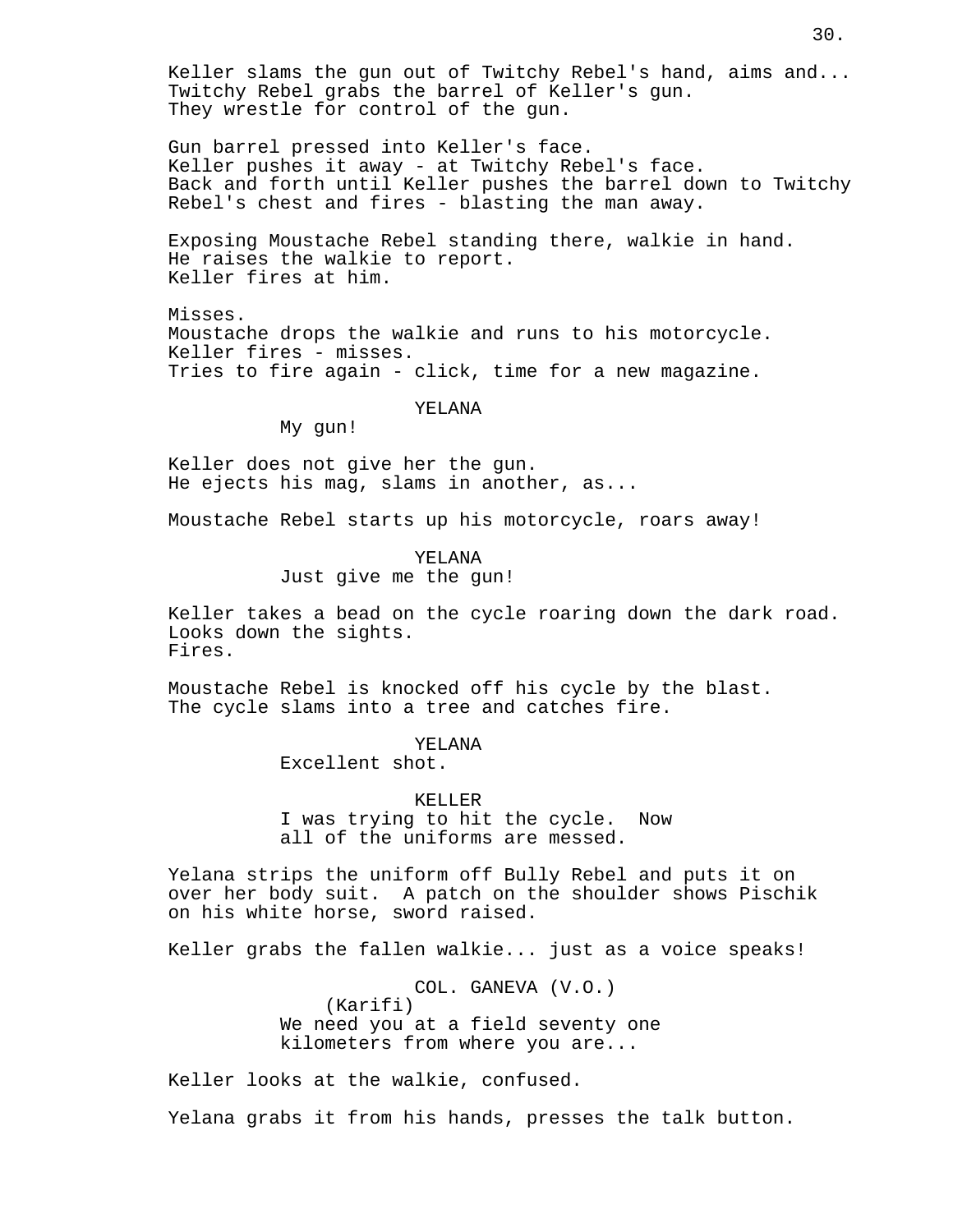Keller slams the gun out of Twitchy Rebel's hand, aims and...
Twitchy Rebel grabs the barrel of Keller's gun.
They wrestle for control of the gun.

Gun barrel pressed into Keller's face.
Keller pushes it away - at Twitchy Rebel's face.
Back and forth until Keller pushes the barrel down to Twitchy Rebel's chest and fires - blasting the man away.

Exposing Moustache Rebel standing there, walkie in hand.
He raises the walkie to report.
Keller fires at him.

Misses.
Moustache drops the walkie and runs to his motorcycle.
Keller fires - misses.
Tries to fire again - click, time for a new magazine.

YELANA
My gun!

Keller does not give her the gun.
He ejects his mag, slams in another, as...

Moustache Rebel starts up his motorcycle, roars away!

YELANA
Just give me the gun!

Keller takes a bead on the cycle roaring down the dark road.
Looks down the sights.
Fires.

Moustache Rebel is knocked off his cycle by the blast.
The cycle slams into a tree and catches fire.

YELANA
Excellent shot.

KELLER
I was trying to hit the cycle. Now all of the uniforms are messed.

Yelana strips the uniform off Bully Rebel and puts it on over her body suit. A patch on the shoulder shows Pischik on his white horse, sword raised.

Keller grabs the fallen walkie... just as a voice speaks!

COL. GANEVA (V.O.)
(Karifi)
We need you at a field seventy one kilometers from where you are...

Keller looks at the walkie, confused.

Yelana grabs it from his hands, presses the talk button.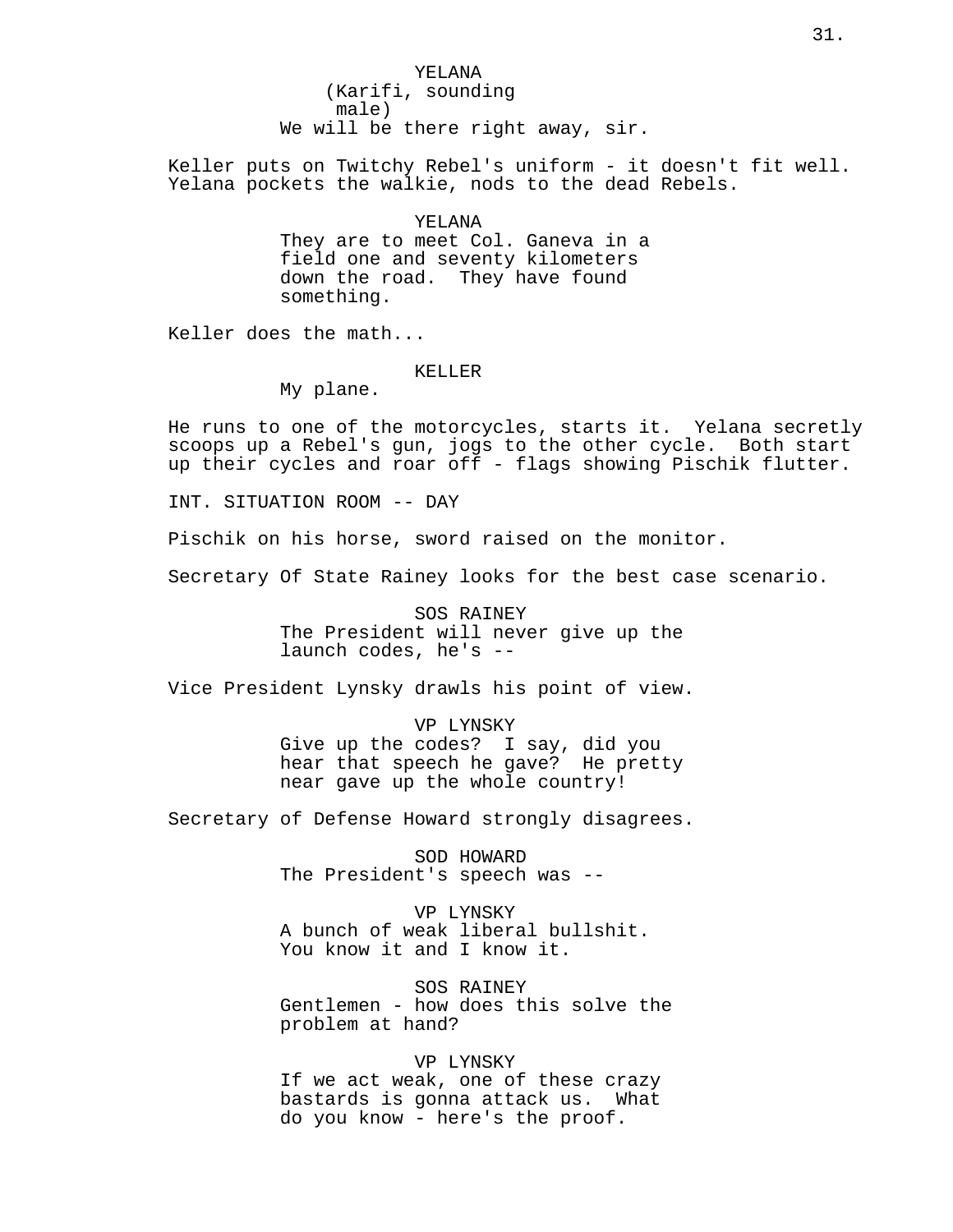YELANA
(Karifi, sounding male)
We will be there right away, sir.

Keller puts on Twitchy Rebel's uniform - it doesn't fit well. Yelana pockets the walkie, nods to the dead Rebels.

YELANA
They are to meet Col. Ganeva in a field one and seventy kilometers down the road. They have found something.

Keller does the math...

KELLER
My plane.

He runs to one of the motorcycles, starts it. Yelana secretly scoops up a Rebel's gun, jogs to the other cycle. Both start up their cycles and roar off - flags showing Pischik flutter.

INT. SITUATION ROOM -- DAY

Pischik on his horse, sword raised on the monitor.

Secretary Of State Rainey looks for the best case scenario.

SOS RAINEY
The President will never give up the launch codes, he's --

Vice President Lynsky drawls his point of view.

VP LYNSKY
Give up the codes? I say, did you hear that speech he gave? He pretty near gave up the whole country!

Secretary of Defense Howard strongly disagrees.

SOD HOWARD
The President's speech was --

VP LYNSKY
A bunch of weak liberal bullshit. You know it and I know it.

SOS RAINEY
Gentlemen - how does this solve the problem at hand?

VP LYNSKY
If we act weak, one of these crazy bastards is gonna attack us. What do you know - here's the proof.